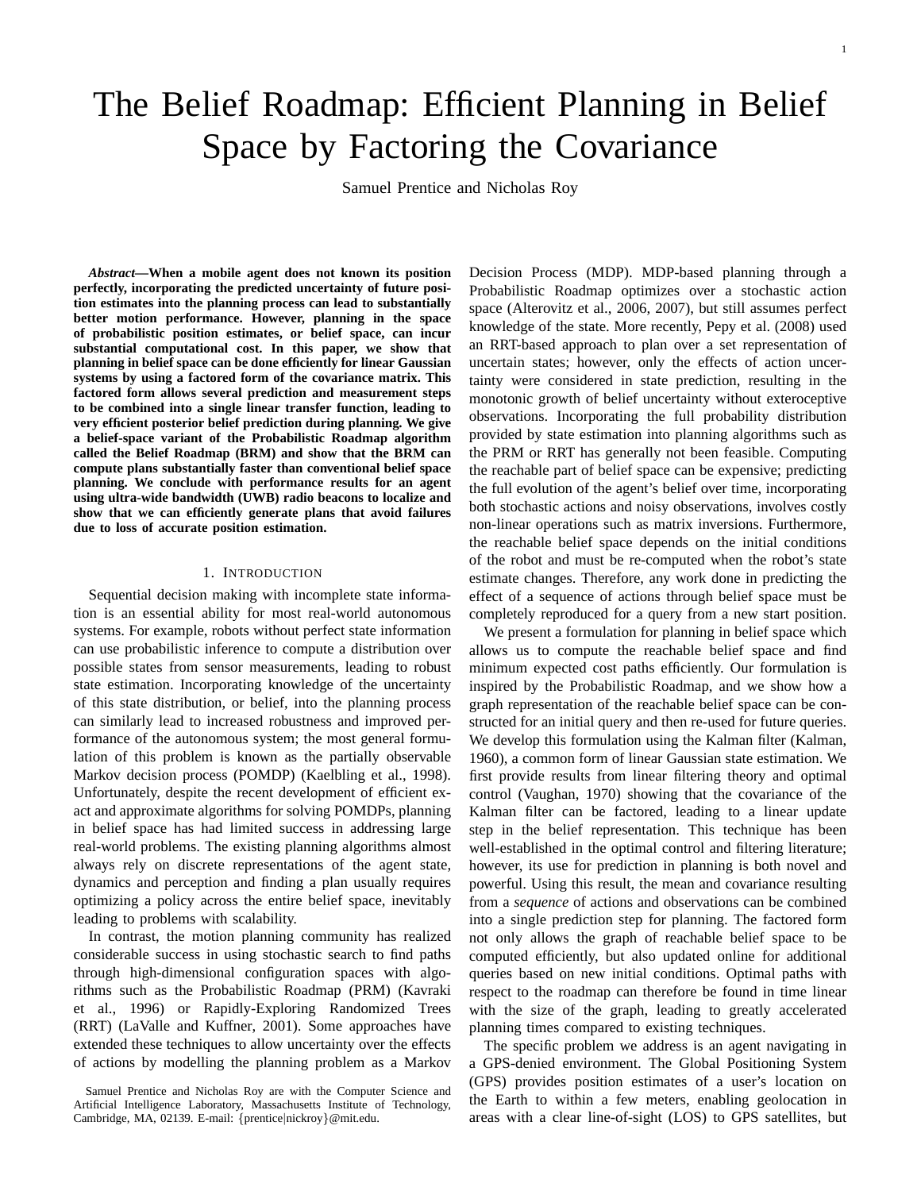# The Belief Roadmap: Efficient Planning in Belief Space by Factoring the Covariance

Samuel Prentice and Nicholas Roy

***Abstract*—When a mobile agent does not known its position perfectly, incorporating the predicted uncertainty of future position estimates into the planning process can lead to substantially better motion performance. However, planning in the space of probabilistic position estimates, or belief space, can incur substantial computational cost. In this paper, we show that planning in belief space can be done efficiently for linear Gaussian systems by using a factored form of the covariance matrix. This factored form allows several prediction and measurement steps to be combined into a single linear transfer function, leading to very efficient posterior belief prediction during planning. We give a belief-space variant of the Probabilistic Roadmap algorithm called the Belief Roadmap (BRM) and show that the BRM can compute plans substantially faster than conventional belief space planning. We conclude with performance results for an agent using ultra-wide bandwidth (UWB) radio beacons to localize and show that we can efficiently generate plans that avoid failures due to loss of accurate position estimation.**

## 1. Introduction

Sequential decision making with incomplete state information is an essential ability for most real-world autonomous systems. For example, robots without perfect state information can use probabilistic inference to compute a distribution over possible states from sensor measurements, leading to robust state estimation. Incorporating knowledge of the uncertainty of this state distribution, or belief, into the planning process can similarly lead to increased robustness and improved performance of the autonomous system; the most general formulation of this problem is known as the partially observable Markov decision process (POMDP) (Kaelbling et al., 1998). Unfortunately, despite the recent development of efficient exact and approximate algorithms for solving POMDPs, planning in belief space has had limited success in addressing large real-world problems. The existing planning algorithms almost always rely on discrete representations of the agent state, dynamics and perception and finding a plan usually requires optimizing a policy across the entire belief space, inevitably leading to problems with scalability.

In contrast, the motion planning community has realized considerable success in using stochastic search to find paths through high-dimensional configuration spaces with algorithms such as the Probabilistic Roadmap (PRM) (Kavraki et al., 1996) or Rapidly-Exploring Randomized Trees (RRT) (LaValle and Kuffner, 2001). Some approaches have extended these techniques to allow uncertainty over the effects of actions by modelling the planning problem as a Markov Decision Process (MDP). MDP-based planning through a Probabilistic Roadmap optimizes over a stochastic action space (Alterovitz et al., 2006, 2007), but still assumes perfect knowledge of the state. More recently, Pepy et al. (2008) used an RRT-based approach to plan over a set representation of uncertain states; however, only the effects of action uncertainty were considered in state prediction, resulting in the monotonic growth of belief uncertainty without exteroceptive observations. Incorporating the full probability distribution provided by state estimation into planning algorithms such as the PRM or RRT has generally not been feasible. Computing the reachable part of belief space can be expensive; predicting the full evolution of the agent's belief over time, incorporating both stochastic actions and noisy observations, involves costly non-linear operations such as matrix inversions. Furthermore, the reachable belief space depends on the initial conditions of the robot and must be re-computed when the robot's state estimate changes. Therefore, any work done in predicting the effect of a sequence of actions through belief space must be completely reproduced for a query from a new start position.

We present a formulation for planning in belief space which allows us to compute the reachable belief space and find minimum expected cost paths efficiently. Our formulation is inspired by the Probabilistic Roadmap, and we show how a graph representation of the reachable belief space can be constructed for an initial query and then re-used for future queries. We develop this formulation using the Kalman filter (Kalman, 1960), a common form of linear Gaussian state estimation. We first provide results from linear filtering theory and optimal control (Vaughan, 1970) showing that the covariance of the Kalman filter can be factored, leading to a linear update step in the belief representation. This technique has been well-established in the optimal control and filtering literature; however, its use for prediction in planning is both novel and powerful. Using this result, the mean and covariance resulting from a *sequence* of actions and observations can be combined into a single prediction step for planning. The factored form not only allows the graph of reachable belief space to be computed efficiently, but also updated online for additional queries based on new initial conditions. Optimal paths with respect to the roadmap can therefore be found in time linear with the size of the graph, leading to greatly accelerated planning times compared to existing techniques.

The specific problem we address is an agent navigating in a GPS-denied environment. The Global Positioning System (GPS) provides position estimates of a user's location on the Earth to within a few meters, enabling geolocation in areas with a clear line-of-sight (LOS) to GPS satellites, but

Samuel Prentice and Nicholas Roy are with the Computer Science and Artificial Intelligence Laboratory, Massachusetts Institute of Technology, Cambridge, MA, 02139. E-mail: {prentice|nickroy}@mit.edu.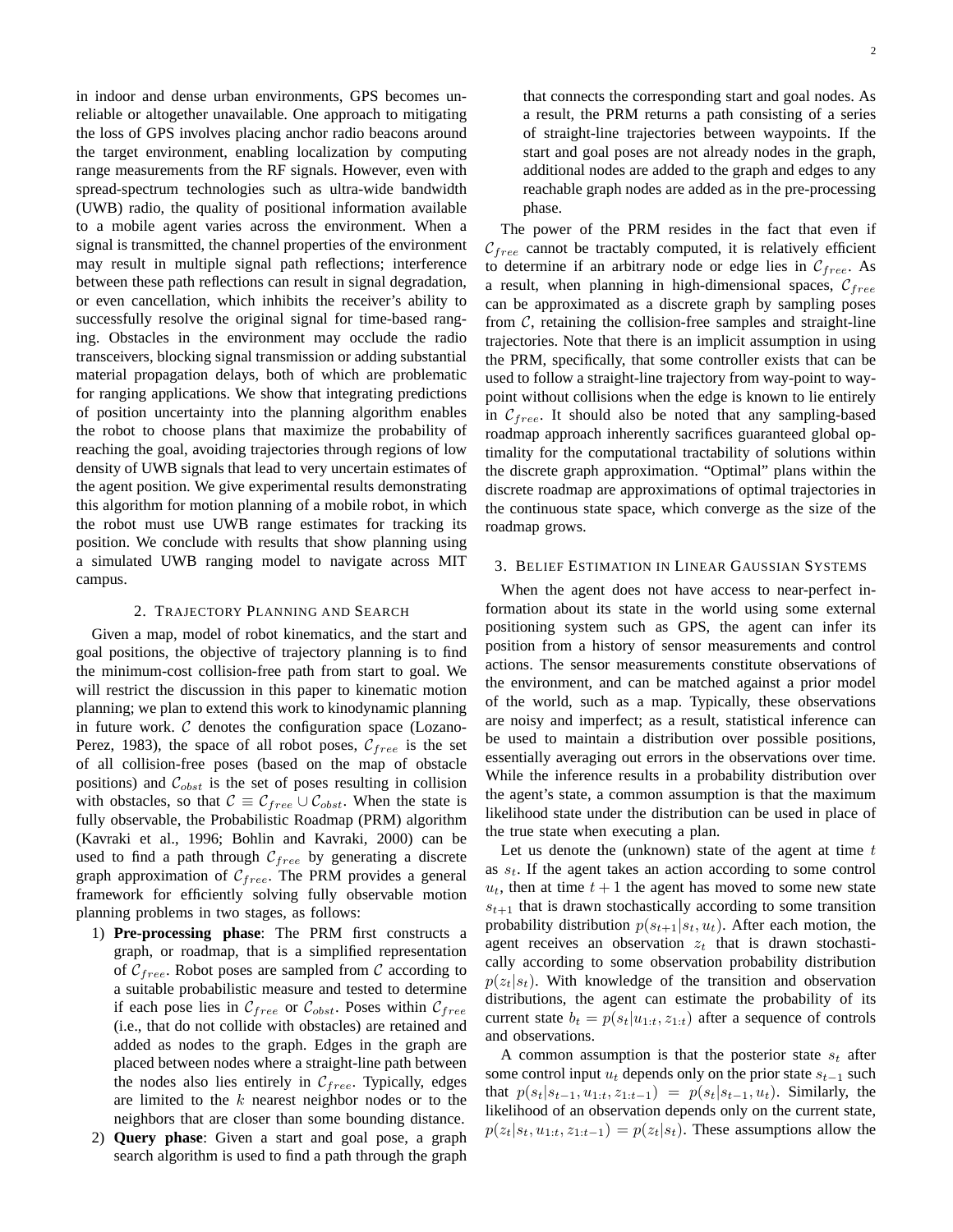in indoor and dense urban environments, GPS becomes unreliable or altogether unavailable. One approach to mitigating the loss of GPS involves placing anchor radio beacons around the target environment, enabling localization by computing range measurements from the RF signals. However, even with spread-spectrum technologies such as ultra-wide bandwidth (UWB) radio, the quality of positional information available to a mobile agent varies across the environment. When a signal is transmitted, the channel properties of the environment may result in multiple signal path reflections; interference between these path reflections can result in signal degradation, or even cancellation, which inhibits the receiver's ability to successfully resolve the original signal for time-based ranging. Obstacles in the environment may occlude the radio transceivers, blocking signal transmission or adding substantial material propagation delays, both of which are problematic for ranging applications. We show that integrating predictions of position uncertainty into the planning algorithm enables the robot to choose plans that maximize the probability of reaching the goal, avoiding trajectories through regions of low density of UWB signals that lead to very uncertain estimates of the agent position. We give experimental results demonstrating this algorithm for motion planning of a mobile robot, in which the robot must use UWB range estimates for tracking its position. We conclude with results that show planning using a simulated UWB ranging model to navigate across MIT campus.

## 2. Trajectory Planning and Search

Given a map, model of robot kinematics, and the start and goal positions, the objective of trajectory planning is to find the minimum-cost collision-free path from start to goal. We will restrict the discussion in this paper to kinematic motion planning; we plan to extend this work to kinodynamic planning in future work. $\mathcal{C}$ denotes the configuration space (Lozano-Perez, 1983), the space of all robot poses, $\mathcal{C}_{free}$ is the set of all collision-free poses (based on the map of obstacle positions) and $\mathcal{C}_{obst}$ is the set of poses resulting in collision with obstacles, so that $\mathcal{C} \equiv \mathcal{C}_{free} \cup \mathcal{C}_{obst}$. When the state is fully observable, the Probabilistic Roadmap (PRM) algorithm (Kavraki et al., 1996; Bohlin and Kavraki, 2000) can be used to find a path through $\mathcal{C}_{free}$ by generating a discrete graph approximation of $\mathcal{C}_{free}$. The PRM provides a general framework for efficiently solving fully observable motion planning problems in two stages, as follows:

1) **Pre-processing phase**: The PRM first constructs a graph, or roadmap, that is a simplified representation of $\mathcal{C}_{free}$. Robot poses are sampled from $\mathcal{C}$ according to a suitable probabilistic measure and tested to determine if each pose lies in $\mathcal{C}_{free}$ or $\mathcal{C}_{obst}$. Poses within $\mathcal{C}_{free}$ (i.e., that do not collide with obstacles) are retained and added as nodes to the graph. Edges in the graph are placed between nodes where a straight-line path between the nodes also lies entirely in $\mathcal{C}_{free}$. Typically, edges are limited to the $k$ nearest neighbor nodes or to the neighbors that are closer than some bounding distance.
2) **Query phase**: Given a start and goal pose, a graph search algorithm is used to find a path through the graph that connects the corresponding start and goal nodes. As a result, the PRM returns a path consisting of a series of straight-line trajectories between waypoints. If the start and goal poses are not already nodes in the graph, additional nodes are added to the graph and edges to any reachable graph nodes are added as in the pre-processing phase.

The power of the PRM resides in the fact that even if $\mathcal{C}_{free}$ cannot be tractably computed, it is relatively efficient to determine if an arbitrary node or edge lies in $\mathcal{C}_{free}$. As a result, when planning in high-dimensional spaces, $\mathcal{C}_{free}$ can be approximated as a discrete graph by sampling poses from $\mathcal{C}$, retaining the collision-free samples and straight-line trajectories. Note that there is an implicit assumption in using the PRM, specifically, that some controller exists that can be used to follow a straight-line trajectory from way-point to way-point without collisions when the edge is known to lie entirely in $\mathcal{C}_{free}$. It should also be noted that any sampling-based roadmap approach inherently sacrifices guaranteed global optimality for the computational tractability of solutions within the discrete graph approximation. "Optimal" plans within the discrete roadmap are approximations of optimal trajectories in the continuous state space, which converge as the size of the roadmap grows.

## 3. Belief Estimation in Linear Gaussian Systems

When the agent does not have access to near-perfect information about its state in the world using some external positioning system such as GPS, the agent can infer its position from a history of sensor measurements and control actions. The sensor measurements constitute observations of the environment, and can be matched against a prior model of the world, such as a map. Typically, these observations are noisy and imperfect; as a result, statistical inference can be used to maintain a distribution over possible positions, essentially averaging out errors in the observations over time. While the inference results in a probability distribution over the agent's state, a common assumption is that the maximum likelihood state under the distribution can be used in place of the true state when executing a plan.

Let us denote the (unknown) state of the agent at time $t$ as $s_t$. If the agent takes an action according to some control $u_t$, then at time $t+1$ the agent has moved to some new state $s_{t+1}$ that is drawn stochastically according to some transition probability distribution $p(s_{t+1}|s_t, u_t)$. After each motion, the agent receives an observation $z_t$ that is drawn stochastically according to some observation probability distribution $p(z_t|s_t)$. With knowledge of the transition and observation distributions, the agent can estimate the probability of its current state $b_t = p(s_t|u_{1:t}, z_{1:t})$ after a sequence of controls and observations.

A common assumption is that the posterior state $s_t$ after some control input $u_t$ depends only on the prior state $s_{t-1}$ such that $p(s_t|s_{t-1}, u_{1:t}, z_{1:t-1}) = p(s_t|s_{t-1}, u_t)$. Similarly, the likelihood of an observation depends only on the current state, $p(z_t|s_t, u_{1:t}, z_{1:t-1}) = p(z_t|s_t)$. These assumptions allow the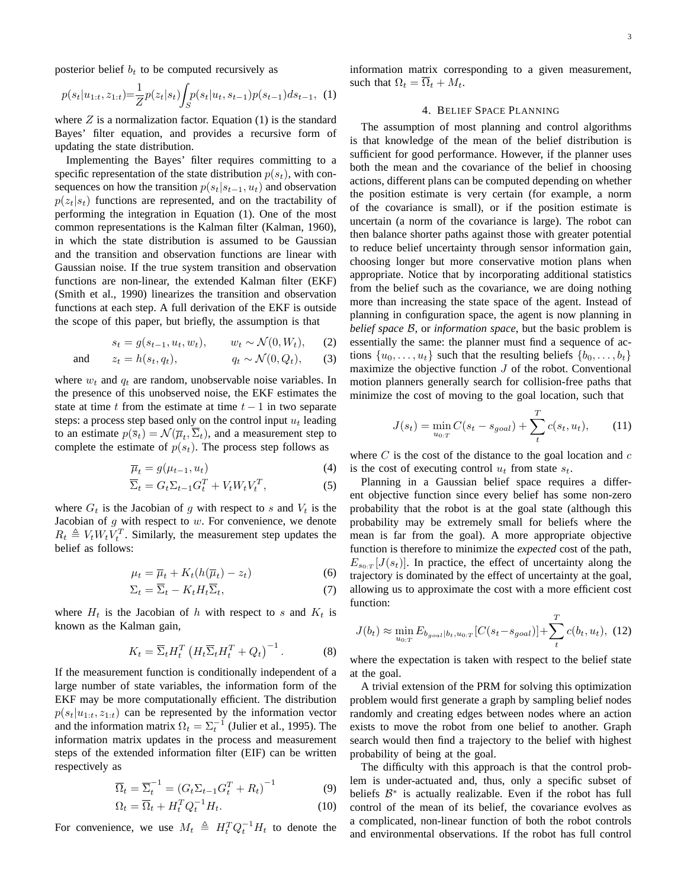posterior belief $b_t$ to be computed recursively as

$$p(s_t|u_{1:t}, z_{1:t}) = \frac{1}{Z} p(z_t|s_t) \int_S p(s_t|u_t, s_{t-1}) p(s_{t-1}) ds_{t-1}, \quad (1)$$

where $Z$ is a normalization factor. Equation (1) is the standard Bayes' filter equation, and provides a recursive form of updating the state distribution.

Implementing the Bayes' filter requires committing to a specific representation of the state distribution $p(s_t)$, with consequences on how the transition $p(s_t|s_{t-1}, u_t)$ and observation $p(z_t|s_t)$ functions are represented, and on the tractability of performing the integration in Equation (1). One of the most common representations is the Kalman filter (Kalman, 1960), in which the state distribution is assumed to be Gaussian and the transition and observation functions are linear with Gaussian noise. If the true system transition and observation functions are non-linear, the extended Kalman filter (EKF) (Smith et al., 1990) linearizes the transition and observation functions at each step. A full derivation of the EKF is outside the scope of this paper, but briefly, the assumption is that

$$s_t = g(s_{t-1}, u_t, w_t), \qquad w_t \sim \mathcal{N}(0, W_t), \quad (2)$$

$$\text{and} \qquad z_t = h(s_t, q_t), \qquad q_t \sim \mathcal{N}(0, Q_t), \quad (3)$$

where $w_t$ and $q_t$ are random, unobservable noise variables. In the presence of this unobserved noise, the EKF estimates the state at time $t$ from the estimate at time $t-1$ in two separate steps: a process step based only on the control input $u_t$ leading to an estimate $p(\overline{s}_t) = \mathcal{N}(\overline{\mu}_t, \overline{\Sigma}_t)$, and a measurement step to complete the estimate of $p(s_t)$. The process step follows as

$$\overline{\mu}_t = g(\mu_{t-1}, u_t) \quad (4)$$

$$\overline{\Sigma}_t = G_t \Sigma_{t-1} G_t^T + V_t W_t V_t^T, \quad (5)$$

where $G_t$ is the Jacobian of $g$ with respect to $s$ and $V_t$ is the Jacobian of $g$ with respect to $w$. For convenience, we denote $R_t \triangleq V_t W_t V_t^T$. Similarly, the measurement step updates the belief as follows:

$$\mu_t = \overline{\mu}_t + K_t(h(\overline{\mu}_t) - z_t) \quad (6)$$

$$\Sigma_t = \overline{\Sigma}_t - K_t H_t \overline{\Sigma}_t, \quad (7)$$

where $H_t$ is the Jacobian of $h$ with respect to $s$ and $K_t$ is known as the Kalman gain,

$$K_t = \overline{\Sigma}_t H_t^T \left( H_t \overline{\Sigma}_t H_t^T + Q_t \right)^{-1}. \quad (8)$$

If the measurement function is conditionally independent of a large number of state variables, the information form of the EKF may be more computationally efficient. The distribution $p(s_t|u_{1:t}, z_{1:t})$ can be represented by the information vector and the information matrix $\Omega_t = \Sigma_t^{-1}$ (Julier et al., 1995). The information matrix updates in the process and measurement steps of the extended information filter (EIF) can be written respectively as

$$\overline{\Omega}_t = \overline{\Sigma}_t^{-1} = \left( G_t \Sigma_{t-1} G_t^T + R_t \right)^{-1} \quad (9)$$

$$\Omega_t = \overline{\Omega}_t + H_t^T Q_t^{-1} H_t. \quad (10)$$

For convenience, we use $M_t \triangleq H_t^T Q_t^{-1} H_t$ to denote the information matrix corresponding to a given measurement, such that $\Omega_t = \overline{\Omega}_t + M_t$.

## 4. Belief Space Planning

The assumption of most planning and control algorithms is that knowledge of the mean of the belief distribution is sufficient for good performance. However, if the planner uses both the mean and the covariance of the belief in choosing actions, different plans can be computed depending on whether the position estimate is very certain (for example, a norm of the covariance is small), or if the position estimate is uncertain (a norm of the covariance is large). The robot can then balance shorter paths against those with greater potential to reduce belief uncertainty through sensor information gain, choosing longer but more conservative motion plans when appropriate. Notice that by incorporating additional statistics from the belief such as the covariance, we are doing nothing more than increasing the state space of the agent. Instead of planning in configuration space, the agent is now planning in *belief space* $\mathcal{B}$, or *information space*, but the basic problem is essentially the same: the planner must find a sequence of actions $\{u_0, \ldots, u_t\}$ such that the resulting beliefs $\{b_0, \ldots, b_t\}$ maximize the objective function $J$ of the robot. Conventional motion planners generally search for collision-free paths that minimize the cost of moving to the goal location, such that

$$J(s_t) = \min_{u_{0:T}} C(s_t - s_{goal}) + \sum_t^T c(s_t, u_t), \quad (11)$$

where $C$ is the cost of the distance to the goal location and $c$ is the cost of executing control $u_t$ from state $s_t$.

Planning in a Gaussian belief space requires a different objective function since every belief has some non-zero probability that the robot is at the goal state (although this probability may be extremely small for beliefs where the mean is far from the goal). A more appropriate objective function is therefore to minimize the *expected* cost of the path, $E_{s_{0:T}}[J(s_t)]$. In practice, the effect of uncertainty along the trajectory is dominated by the effect of uncertainty at the goal, allowing us to approximate the cost with a more efficient cost function:

$$J(b_t) \approx \min_{u_{0:T}} E_{b_{goal}|b_t, u_{0:T}}[C(s_t - s_{goal})] + \sum_t^T c(b_t, u_t), \quad (12)$$

where the expectation is taken with respect to the belief state at the goal.

A trivial extension of the PRM for solving this optimization problem would first generate a graph by sampling belief nodes randomly and creating edges between nodes where an action exists to move the robot from one belief to another. Graph search would then find a trajectory to the belief with highest probability of being at the goal.

The difficulty with this approach is that the control problem is under-actuated and, thus, only a specific subset of beliefs $\mathcal{B}^*$ is actually realizable. Even if the robot has full control of the mean of its belief, the covariance evolves as a complicated, non-linear function of both the robot controls and environmental observations. If the robot has full control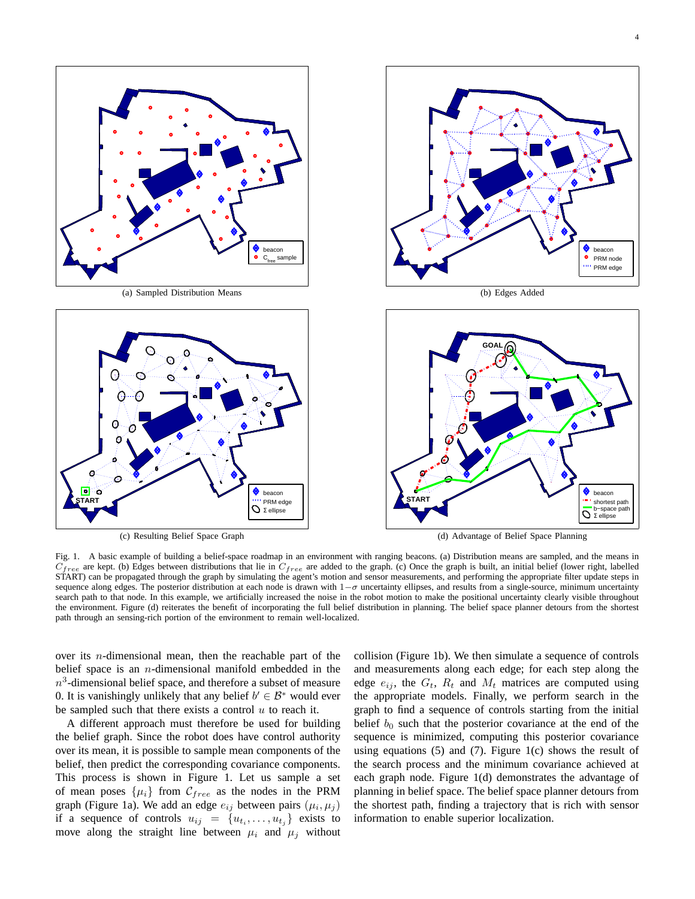(a) Sampled Distribution Means

(b) Edges Added

(c) Resulting Belief Space Graph

(d) Advantage of Belief Space Planning

Fig. 1. A basic example of building a belief-space roadmap in an environment with ranging beacons. (a) Distribution means are sampled, and the means in $C_{free}$ are kept. (b) Edges between distributions that lie in $C_{free}$ are added to the graph. (c) Once the graph is built, an initial belief (lower right, labelled START) can be propagated through the graph by simulating the agent's motion and sensor measurements, and performing the appropriate filter update steps in sequence along edges. The posterior distribution at each node is drawn with $1-\sigma$ uncertainty ellipses, and results from a single-source, minimum uncertainty search path to that node. In this example, we artificially increased the noise in the robot motion to make the positional uncertainty clearly visible throughout the environment. Figure (d) reiterates the benefit of incorporating the full belief distribution in planning. The belief space planner detours from the shortest path through an sensing-rich portion of the environment to remain well-localized.

over its $n$-dimensional mean, then the reachable part of the belief space is an $n$-dimensional manifold embedded in the $n^3$-dimensional belief space, and therefore a subset of measure 0. It is vanishingly unlikely that any belief $b' \in \mathcal{B}^*$ would ever be sampled such that there exists a control $u$ to reach it.

A different approach must therefore be used for building the belief graph. Since the robot does have control authority over its mean, it is possible to sample mean components of the belief, then predict the corresponding covariance components. This process is shown in Figure 1. Let us sample a set of mean poses $\{\mu_i\}$ from $\mathcal{C}_{free}$ as the nodes in the PRM graph (Figure 1a). We add an edge $e_{ij}$ between pairs $(\mu_i, \mu_j)$ if a sequence of controls $u_{ij} = \{u_{t_i}, \ldots, u_{t_j}\}$ exists to move along the straight line between $\mu_i$ and $\mu_j$ without collision (Figure 1b). We then simulate a sequence of controls and measurements along each edge; for each step along the edge $e_{ij}$, the $G_t$, $R_t$ and $M_t$ matrices are computed using the appropriate models. Finally, we perform search in the graph to find a sequence of controls starting from the initial belief $b_0$ such that the posterior covariance at the end of the sequence is minimized, computing this posterior covariance using equations (5) and (7). Figure 1(c) shows the result of the search process and the minimum covariance achieved at each graph node. Figure 1(d) demonstrates the advantage of planning in belief space. The belief space planner detours from the shortest path, finding a trajectory that is rich with sensor information to enable superior localization.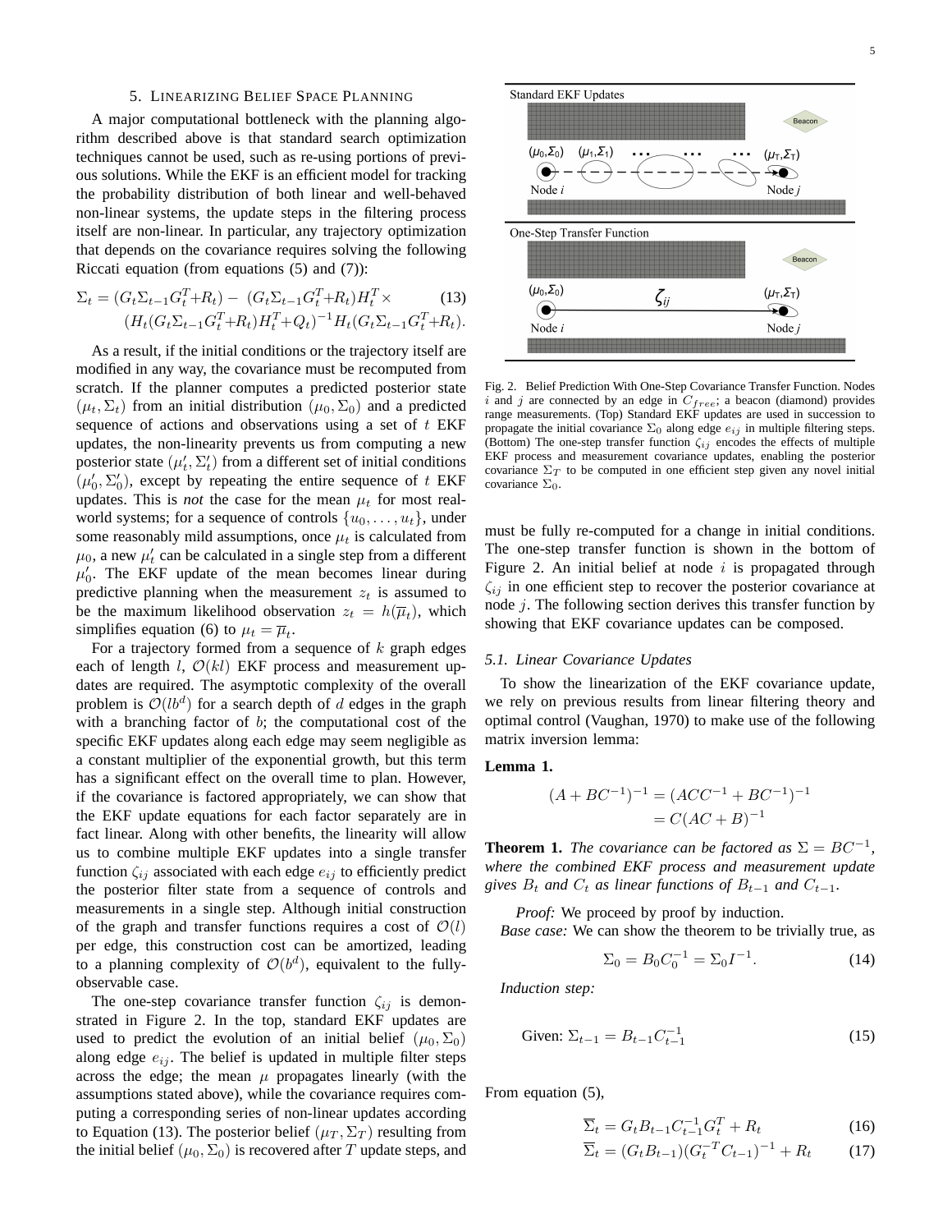## 5. Linearizing Belief Space Planning

A major computational bottleneck with the planning algorithm described above is that standard search optimization techniques cannot be used, such as re-using portions of previous solutions. While the EKF is an efficient model for tracking the probability distribution of both linear and well-behaved non-linear systems, the update steps in the filtering process itself are non-linear. In particular, any trajectory optimization that depends on the covariance requires solving the following Riccati equation (from equations (5) and (7)):

$$\Sigma_t = (G_t\Sigma_{t-1}G_t^T + R_t) - (G_t\Sigma_{t-1}G_t^T + R_t)H_t^T \times \\ (H_t(G_t\Sigma_{t-1}G_t^T + R_t)H_t^T + Q_t)^{-1}H_t(G_t\Sigma_{t-1}G_t^T + R_t). \tag{13}$$

As a result, if the initial conditions or the trajectory itself are modified in any way, the covariance must be recomputed from scratch. If the planner computes a predicted posterior state $(\mu_t, \Sigma_t)$ from an initial distribution $(\mu_0, \Sigma_0)$ and a predicted sequence of actions and observations using a set of $t$ EKF updates, the non-linearity prevents us from computing a new posterior state $(\mu'_t, \Sigma'_t)$ from a different set of initial conditions $(\mu'_0, \Sigma'_0)$, except by repeating the entire sequence of $t$ EKF updates. This is *not* the case for the mean $\mu_t$ for most real-world systems; for a sequence of controls $\{u_0, \ldots, u_t\}$, under some reasonably mild assumptions, once $\mu_t$ is calculated from $\mu_0$, a new $\mu'_t$ can be calculated in a single step from a different $\mu'_0$. The EKF update of the mean becomes linear during predictive planning when the measurement $z_t$ is assumed to be the maximum likelihood observation $z_t = h(\overline{\mu}_t)$, which simplifies equation (6) to $\mu_t = \overline{\mu}_t$.

For a trajectory formed from a sequence of $k$ graph edges each of length $l$, $\mathcal{O}(kl)$ EKF process and measurement updates are required. The asymptotic complexity of the overall problem is $\mathcal{O}(lb^d)$ for a search depth of $d$ edges in the graph with a branching factor of $b$; the computational cost of the specific EKF updates along each edge may seem negligible as a constant multiplier of the exponential growth, but this term has a significant effect on the overall time to plan. However, if the covariance is factored appropriately, we can show that the EKF update equations for each factor separately are in fact linear. Along with other benefits, the linearity will allow us to combine multiple EKF updates into a single transfer function $\zeta_{ij}$ associated with each edge $e_{ij}$ to efficiently predict the posterior filter state from a sequence of controls and measurements in a single step. Although initial construction of the graph and transfer functions requires a cost of $\mathcal{O}(l)$ per edge, this construction cost can be amortized, leading to a planning complexity of $\mathcal{O}(b^d)$, equivalent to the fully-observable case.

The one-step covariance transfer function $\zeta_{ij}$ is demonstrated in Figure 2. In the top, standard EKF updates are used to predict the evolution of an initial belief $(\mu_0, \Sigma_0)$ along edge $e_{ij}$. The belief is updated in multiple filter steps across the edge; the mean $\mu$ propagates linearly (with the assumptions stated above), while the covariance requires computing a corresponding series of non-linear updates according to Equation (13). The posterior belief $(\mu_T, \Sigma_T)$ resulting from the initial belief $(\mu_0, \Sigma_0)$ is recovered after $T$ update steps, and must be fully re-computed for a change in initial conditions. The one-step transfer function is shown in the bottom of Figure 2. An initial belief at node $i$ is propagated through $\zeta_{ij}$ in one efficient step to recover the posterior covariance at node $j$. The following section derives this transfer function by showing that EKF covariance updates can be composed.

Fig. 2. Belief Prediction With One-Step Covariance Transfer Function. Nodes $i$ and $j$ are connected by an edge in $C_{free}$; a beacon (diamond) provides range measurements. (Top) Standard EKF updates are used in succession to propagate the initial covariance $\Sigma_0$ along edge $e_{ij}$ in multiple filtering steps. (Bottom) The one-step transfer function $\zeta_{ij}$ encodes the effects of multiple EKF process and measurement covariance updates, enabling the posterior covariance $\Sigma_T$ to be computed in one efficient step given any novel initial covariance $\Sigma_0$.

### 5.1. Linear Covariance Updates

To show the linearization of the EKF covariance update, we rely on previous results from linear filtering theory and optimal control (Vaughan, 1970) to make use of the following matrix inversion lemma:

**Lemma 1.**

$$(A + BC^{-1})^{-1} = (ACC^{-1} + BC^{-1})^{-1} \\ = C(AC + B)^{-1}$$

**Theorem 1.** *The covariance can be factored as $\Sigma = BC^{-1}$, where the combined EKF process and measurement update gives $B_t$ and $C_t$ as linear functions of $B_{t-1}$ and $C_{t-1}$.*

*Proof:* We proceed by proof by induction.

*Base case:* We can show the theorem to be trivially true, as

$$\Sigma_0 = B_0 C_0^{-1} = \Sigma_0 I^{-1}. \tag{14}$$

*Induction step:*

$$\text{Given: } \Sigma_{t-1} = B_{t-1}C_{t-1}^{-1} \tag{15}$$

From equation (5),

$$\overline{\Sigma}_t = G_t B_{t-1} C_{t-1}^{-1} G_t^T + R_t \tag{16}$$

$$\overline{\Sigma}_t = (G_t B_{t-1})(G_t^{-T} C_{t-1})^{-1} + R_t \tag{17}$$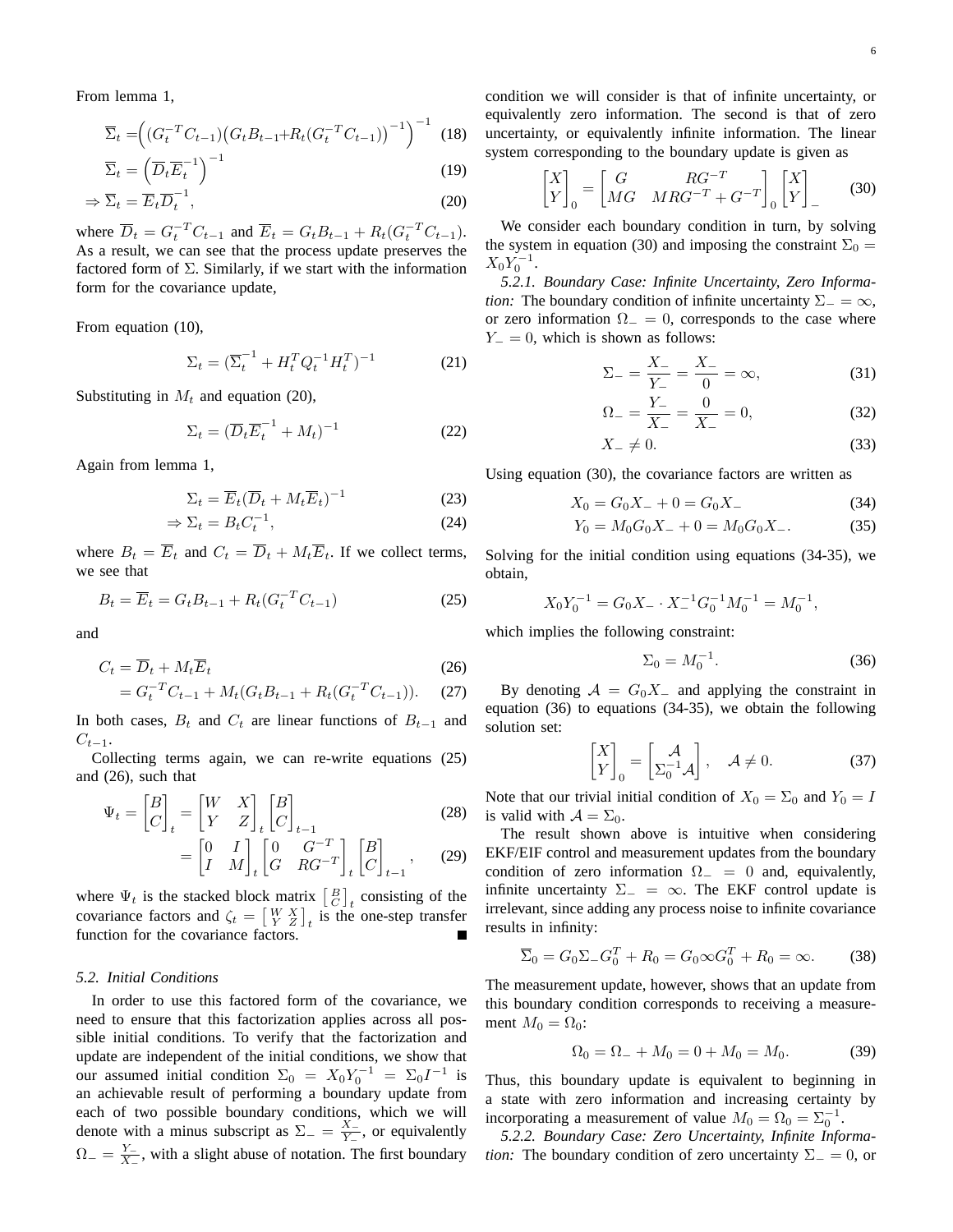From lemma 1,

$$\overline{\Sigma}_t = \Big( (G_t^{-T} C_{t-1}) \big( G_t B_{t-1} + R_t (G_t^{-T} C_{t-1}) \big)^{-1} \Big)^{-1} \quad (18)$$

$$\overline{\Sigma}_t = \left( \overline{D}_t \overline{E}_t^{-1} \right)^{-1} \quad (19)$$

$$\Rightarrow \overline{\Sigma}_t = \overline{E}_t \overline{D}_t^{-1}, \quad (20)$$

where $\overline{D}_t = G_t^{-T} C_{t-1}$ and $\overline{E}_t = G_t B_{t-1} + R_t (G_t^{-T} C_{t-1})$. As a result, we can see that the process update preserves the factored form of $\Sigma$. Similarly, if we start with the information form for the covariance update,

From equation (10),

$$\Sigma_t = (\overline{\Sigma}_t^{-1} + H_t^T Q_t^{-1} H_t^T)^{-1} \quad (21)$$

Substituting in $M_t$ and equation (20),

$$\Sigma_t = (\overline{D}_t \overline{E}_t^{-1} + M_t)^{-1} \quad (22)$$

Again from lemma 1,

$$\Sigma_t = \overline{E}_t (\overline{D}_t + M_t \overline{E}_t)^{-1} \quad (23)$$

$$\Rightarrow \Sigma_t = B_t C_t^{-1}, \quad (24)$$

where $B_t = \overline{E}_t$ and $C_t = \overline{D}_t + M_t \overline{E}_t$. If we collect terms, we see that

$$B_t = \overline{E}_t = G_t B_{t-1} + R_t (G_t^{-T} C_{t-1}) \quad (25)$$

and

$$C_t = \overline{D}_t + M_t \overline{E}_t \quad (26)$$

$$= G_t^{-T} C_{t-1} + M_t (G_t B_{t-1} + R_t (G_t^{-T} C_{t-1})). \quad (27)$$

In both cases, $B_t$ and $C_t$ are linear functions of $B_{t-1}$ and $C_{t-1}$.

Collecting terms again, we can re-write equations (25) and (26), such that

$$\Psi_t = \begin{bmatrix} B \\ C \end{bmatrix}_t = \begin{bmatrix} W & X \\ Y & Z \end{bmatrix}_t \begin{bmatrix} B \\ C \end{bmatrix}_{t-1} \quad (28)$$

$$= \begin{bmatrix} 0 & I \\ I & M \end{bmatrix}_t \begin{bmatrix} 0 & G^{-T} \\ G & RG^{-T} \end{bmatrix}_t \begin{bmatrix} B \\ C \end{bmatrix}_{t-1}, \quad (29)$$

where $\Psi_t$ is the stacked block matrix $\left[ \begin{smallmatrix} B \\ C \end{smallmatrix} \right]_t$ consisting of the covariance factors and $\zeta_t = \left[ \begin{smallmatrix} W & X \\ Y & Z \end{smallmatrix} \right]_t$ is the one-step transfer function for the covariance factors. ∎

### 5.2. Initial Conditions

In order to use this factored form of the covariance, we need to ensure that this factorization applies across all possible initial conditions. To verify that the factorization and update are independent of the initial conditions, we show that our assumed initial condition $\Sigma_0 = X_0 Y_0^{-1} = \Sigma_0 I^{-1}$ is an achievable result of performing a boundary update from each of two possible boundary conditions, which we will denote with a minus subscript as $\Sigma_- = \frac{X_-}{Y_-}$, or equivalently $\Omega_- = \frac{Y_-}{X_-}$, with a slight abuse of notation. The first boundary condition we will consider is that of infinite uncertainty, or equivalently zero information. The second is that of zero uncertainty, or equivalently infinite information. The linear system corresponding to the boundary update is given as

$$\begin{bmatrix} X \\ Y \end{bmatrix}_0 = \begin{bmatrix} G & RG^{-T} \\ MG & MRG^{-T} + G^{-T} \end{bmatrix}_0 \begin{bmatrix} X \\ Y \end{bmatrix}_- \quad (30)$$

We consider each boundary condition in turn, by solving the system in equation (30) and imposing the constraint $\Sigma_0 = X_0 Y_0^{-1}$.

*5.2.1. Boundary Case: Infinite Uncertainty, Zero Information:* The boundary condition of infinite uncertainty $\Sigma_- = \infty$, or zero information $\Omega_- = 0$, corresponds to the case where $Y_- = 0$, which is shown as follows:

$$\Sigma_- = \frac{X_-}{Y_-} = \frac{X_-}{0} = \infty, \quad (31)$$

$$\Omega_- = \frac{Y_-}{X_-} = \frac{0}{X_-} = 0, \quad (32)$$

$$X_- \neq 0. \quad (33)$$

Using equation (30), the covariance factors are written as

$$X_0 = G_0 X_- + 0 = G_0 X_- \quad (34)$$

$$Y_0 = M_0 G_0 X_- + 0 = M_0 G_0 X_-. \quad (35)$$

Solving for the initial condition using equations (34-35), we obtain,

$$X_0 Y_0^{-1} = G_0 X_- \cdot X_-^{-1} G_0^{-1} M_0^{-1} = M_0^{-1},$$

which implies the following constraint:

$$\Sigma_0 = M_0^{-1}. \quad (36)$$

By denoting $\mathcal{A} = G_0 X_-$ and applying the constraint in equation (36) to equations (34-35), we obtain the following solution set:

$$\begin{bmatrix} X \\ Y \end{bmatrix}_0 = \begin{bmatrix} \mathcal{A} \\ \Sigma_0^{-1} \mathcal{A} \end{bmatrix}, \quad \mathcal{A} \neq 0. \quad (37)$$

Note that our trivial initial condition of $X_0 = \Sigma_0$ and $Y_0 = I$ is valid with $\mathcal{A} = \Sigma_0$.

The result shown above is intuitive when considering EKF/EIF control and measurement updates from the boundary condition of zero information $\Omega_- = 0$ and, equivalently, infinite uncertainty $\Sigma_- = \infty$. The EKF control update is irrelevant, since adding any process noise to infinite covariance results in infinity:

$$\overline{\Sigma}_0 = G_0 \Sigma_- G_0^T + R_0 = G_0 \infty G_0^T + R_0 = \infty. \quad (38)$$

The measurement update, however, shows that an update from this boundary condition corresponds to receiving a measurement $M_0 = \Omega_0$:

$$\Omega_0 = \Omega_- + M_0 = 0 + M_0 = M_0. \quad (39)$$

Thus, this boundary update is equivalent to beginning in a state with zero information and increasing certainty by incorporating a measurement of value $M_0 = \Omega_0 = \Sigma_0^{-1}$.

*5.2.2. Boundary Case: Zero Uncertainty, Infinite Information:* The boundary condition of zero uncertainty $\Sigma_- = 0$, or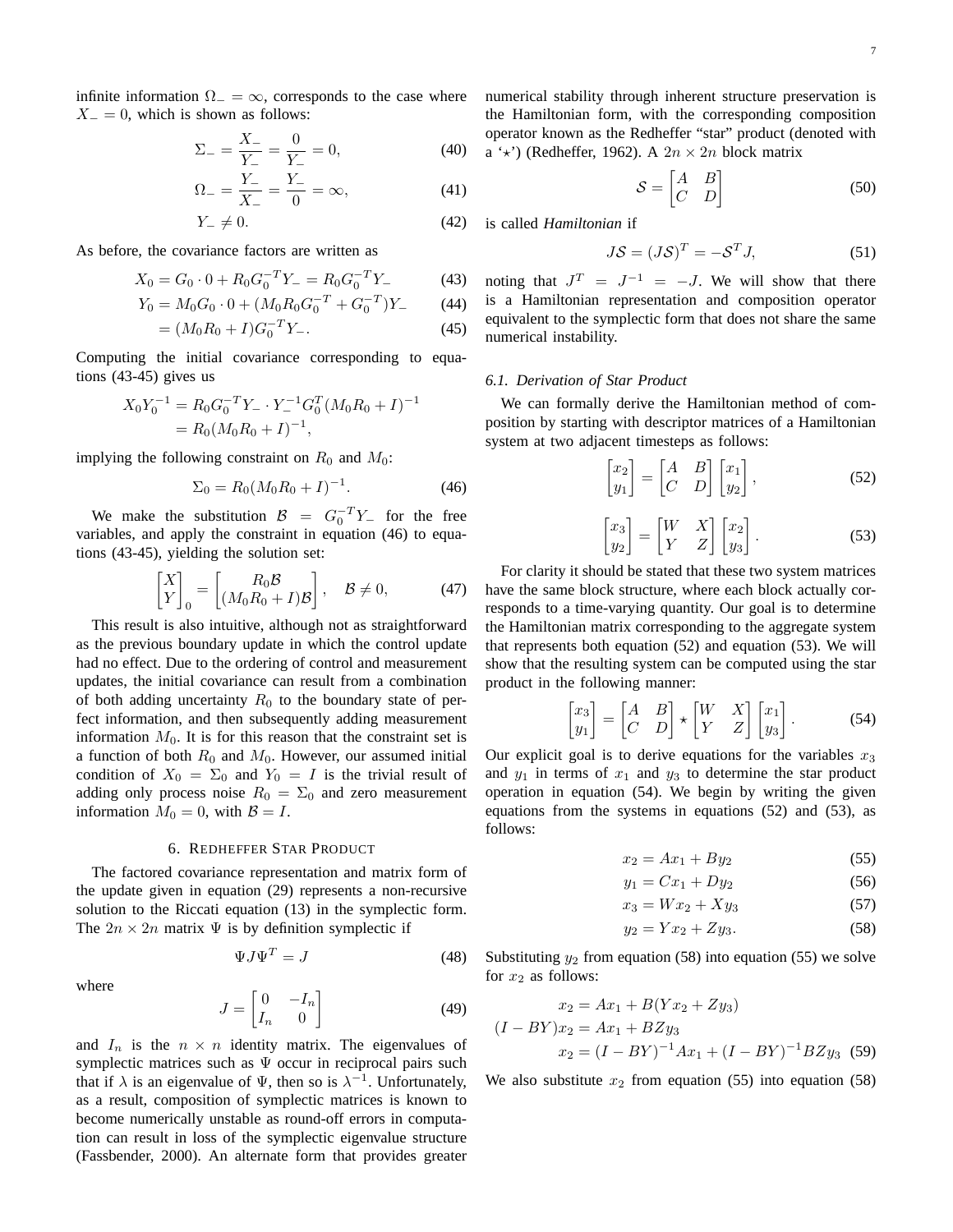infinite information $\Omega_- = \infty$, corresponds to the case where $X_- = 0$, which is shown as follows:

$$\Sigma_- = \frac{X_-}{Y_-} = \frac{0}{Y_-} = 0, \tag{40}$$

$$\Omega_- = \frac{Y_-}{X_-} = \frac{Y_-}{0} = \infty, \tag{41}$$

$$Y_- \neq 0. \tag{42}$$

As before, the covariance factors are written as

$$X_0 = G_0 \cdot 0 + R_0 G_0^{-T} Y_- = R_0 G_0^{-T} Y_- \tag{43}$$

$$Y_0 = M_0 G_0 \cdot 0 + (M_0 R_0 G_0^{-T} + G_0^{-T}) Y_- \tag{44}$$

$$= (M_0 R_0 + I) G_0^{-T} Y_-. \tag{45}$$

Computing the initial covariance corresponding to equations (43-45) gives us

$$\begin{aligned} X_0 Y_0^{-1} &= R_0 G_0^{-T} Y_- \cdot Y_-^{-1} G_0^T (M_0 R_0 + I)^{-1} \\ &= R_0 (M_0 R_0 + I)^{-1}, \end{aligned}$$

implying the following constraint on $R_0$ and $M_0$:

$$\Sigma_0 = R_0 (M_0 R_0 + I)^{-1}. \tag{46}$$

We make the substitution $\mathcal{B} = G_0^{-T} Y_-$ for the free variables, and apply the constraint in equation (46) to equations (43-45), yielding the solution set:

$$\begin{bmatrix} X \\ Y \end{bmatrix}_0 = \begin{bmatrix} R_0 \mathcal{B} \\ (M_0 R_0 + I)\mathcal{B} \end{bmatrix}, \quad \mathcal{B} \neq 0, \tag{47}$$

This result is also intuitive, although not as straightforward as the previous boundary update in which the control update had no effect. Due to the ordering of control and measurement updates, the initial covariance can result from a combination of both adding uncertainty $R_0$ to the boundary state of perfect information, and then subsequently adding measurement information $M_0$. It is for this reason that the constraint set is a function of both $R_0$ and $M_0$. However, our assumed initial condition of $X_0 = \Sigma_0$ and $Y_0 = I$ is the trivial result of adding only process noise $R_0 = \Sigma_0$ and zero measurement information $M_0 = 0$, with $\mathcal{B} = I$.

## 6. Redheffer Star Product

The factored covariance representation and matrix form of the update given in equation (29) represents a non-recursive solution to the Riccati equation (13) in the symplectic form. The $2n \times 2n$ matrix $\Psi$ is by definition symplectic if

$$\Psi J \Psi^T = J \tag{48}$$

where

$$J = \begin{bmatrix} 0 & -I_n \\ I_n & 0 \end{bmatrix} \tag{49}$$

and $I_n$ is the $n \times n$ identity matrix. The eigenvalues of symplectic matrices such as $\Psi$ occur in reciprocal pairs such that if $\lambda$ is an eigenvalue of $\Psi$, then so is $\lambda^{-1}$. Unfortunately, as a result, composition of symplectic matrices is known to become numerically unstable as round-off errors in computation can result in loss of the symplectic eigenvalue structure (Fassbender, 2000). An alternate form that provides greater numerical stability through inherent structure preservation is the Hamiltonian form, with the corresponding composition operator known as the Redheffer "star" product (denoted with a '$\star$') (Redheffer, 1962). A $2n \times 2n$ block matrix

$$\mathcal{S} = \begin{bmatrix} A & B \\ C & D \end{bmatrix} \tag{50}$$

is called *Hamiltonian* if

$$J\mathcal{S} = (J\mathcal{S})^T = -\mathcal{S}^T J, \tag{51}$$

noting that $J^T = J^{-1} = -J$. We will show that there is a Hamiltonian representation and composition operator equivalent to the symplectic form that does not share the same numerical instability.

### 6.1. Derivation of Star Product

We can formally derive the Hamiltonian method of composition by starting with descriptor matrices of a Hamiltonian system at two adjacent timesteps as follows:

$$\begin{bmatrix} x_2 \\ y_1 \end{bmatrix} = \begin{bmatrix} A & B \\ C & D \end{bmatrix} \begin{bmatrix} x_1 \\ y_2 \end{bmatrix}, \tag{52}$$

$$\begin{bmatrix} x_3 \\ y_2 \end{bmatrix} = \begin{bmatrix} W & X \\ Y & Z \end{bmatrix} \begin{bmatrix} x_2 \\ y_3 \end{bmatrix}. \tag{53}$$

For clarity it should be stated that these two system matrices have the same block structure, where each block actually corresponds to a time-varying quantity. Our goal is to determine the Hamiltonian matrix corresponding to the aggregate system that represents both equation (52) and equation (53). We will show that the resulting system can be computed using the star product in the following manner:

$$\begin{bmatrix} x_3 \\ y_1 \end{bmatrix} = \begin{bmatrix} A & B \\ C & D \end{bmatrix} \star \begin{bmatrix} W & X \\ Y & Z \end{bmatrix} \begin{bmatrix} x_1 \\ y_3 \end{bmatrix}. \tag{54}$$

Our explicit goal is to derive equations for the variables $x_3$ and $y_1$ in terms of $x_1$ and $y_3$ to determine the star product operation in equation (54). We begin by writing the given equations from the systems in equations (52) and (53), as follows:

$$x_2 = Ax_1 + By_2 \tag{55}$$

$$y_1 = Cx_1 + Dy_2 \tag{56}$$

$$x_3 = Wx_2 + Xy_3 \tag{57}$$

$$y_2 = Yx_2 + Zy_3. \tag{58}$$

Substituting $y_2$ from equation (58) into equation (55) we solve for $x_2$ as follows:

$$\begin{aligned} x_2 &= Ax_1 + B(Yx_2 + Zy_3) \\ (I - BY)x_2 &= Ax_1 + BZy_3 \\ x_2 &= (I - BY)^{-1}Ax_1 + (I - BY)^{-1}BZy_3 \end{aligned} \tag{59}$$

We also substitute $x_2$ from equation (55) into equation (58)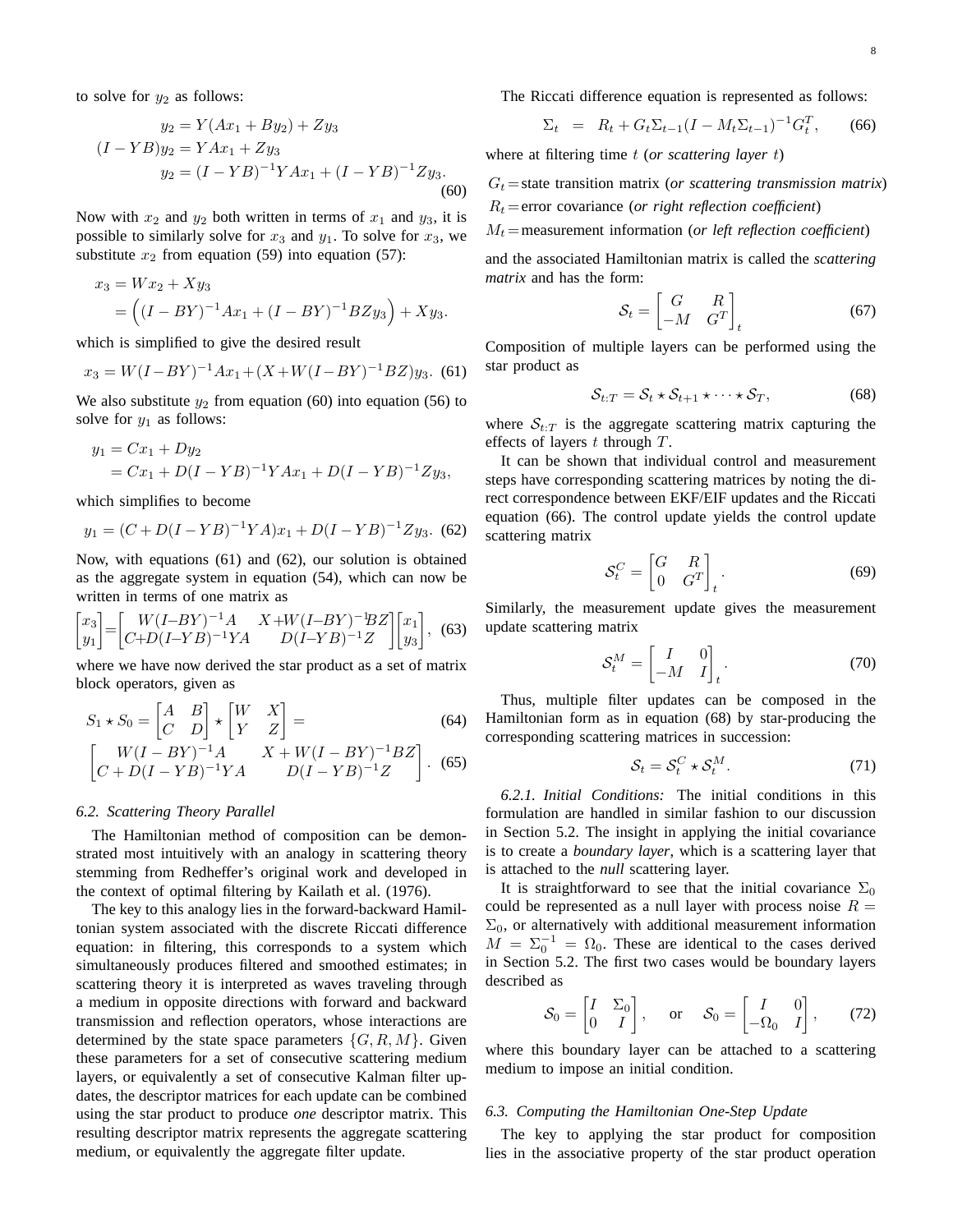to solve for $y_2$ as follows:

$$
\begin{aligned}
y_2 &= Y(Ax_1 + By_2) + Zy_3 \\
(I - YB)y_2 &= YAx_1 + Zy_3 \\
y_2 &= (I - YB)^{-1}YAx_1 + (I - YB)^{-1}Zy_3.
\end{aligned} \tag{60}
$$

Now with $x_2$ and $y_2$ both written in terms of $x_1$ and $y_3$, it is possible to similarly solve for $x_3$ and $y_1$. To solve for $x_3$, we substitute $x_2$ from equation (59) into equation (57):

$$
\begin{aligned}
x_3 &= Wx_2 + Xy_3 \\
&= \Big((I - BY)^{-1}Ax_1 + (I - BY)^{-1}BZy_3\Big) + Xy_3.
\end{aligned}
$$

which is simplified to give the desired result

$$
x_3 = W(I-BY)^{-1}Ax_1 + (X + W(I-BY)^{-1}BZ)y_3. \tag{61}
$$

We also substitute $y_2$ from equation (60) into equation (56) to solve for $y_1$ as follows:

$$
\begin{aligned}
y_1 &= Cx_1 + Dy_2 \\
&= Cx_1 + D(I-YB)^{-1}YAx_1 + D(I-YB)^{-1}Zy_3,
\end{aligned}
$$

which simplifies to become

$$
y_1 = (C + D(I-YB)^{-1}YA)x_1 + D(I-YB)^{-1}Zy_3. \tag{62}
$$

Now, with equations (61) and (62), our solution is obtained as the aggregate system in equation (54), which can now be written in terms of one matrix as

$$
\begin{bmatrix} x_3 \\ y_1 \end{bmatrix} = \begin{bmatrix} W(I-BY)^{-1}A & X + W(I-BY)^{-1}BZ \\ C + D(I-YB)^{-1}YA & D(I-YB)^{-1}Z \end{bmatrix} \begin{bmatrix} x_1 \\ y_3 \end{bmatrix}, \tag{63}
$$

where we have now derived the star product as a set of matrix block operators, given as

$$
S_1 \star S_0 = \begin{bmatrix} A & B \\ C & D \end{bmatrix} \star \begin{bmatrix} W & X \\ Y & Z \end{bmatrix} = \tag{64}
$$

$$
\begin{bmatrix} W(I - BY)^{-1}A & X + W(I - BY)^{-1}BZ \\ C + D(I - YB)^{-1}YA & D(I - YB)^{-1}Z \end{bmatrix}. \tag{65}
$$

### 6.2. Scattering Theory Parallel

The Hamiltonian method of composition can be demonstrated most intuitively with an analogy in scattering theory stemming from Redheffer's original work and developed in the context of optimal filtering by Kailath et al. (1976).

The key to this analogy lies in the forward-backward Hamiltonian system associated with the discrete Riccati difference equation: in filtering, this corresponds to a system which simultaneously produces filtered and smoothed estimates; in scattering theory it is interpreted as waves traveling through a medium in opposite directions with forward and backward transmission and reflection operators, whose interactions are determined by the state space parameters $\{G, R, M\}$. Given these parameters for a set of consecutive scattering medium layers, or equivalently a set of consecutive Kalman filter updates, the descriptor matrices for each update can be combined using the star product to produce *one* descriptor matrix. This resulting descriptor matrix represents the aggregate scattering medium, or equivalently the aggregate filter update.

The Riccati difference equation is represented as follows:

$$
\Sigma_t = R_t + G_t\Sigma_{t-1}(I - M_t\Sigma_{t-1})^{-1}G_t^T, \tag{66}
$$

where at filtering time $t$ (*or scattering layer $t$*)

$G_t$ = state transition matrix (*or scattering transmission matrix*)
$R_t$ = error covariance (*or right reflection coefficient*)
$M_t$ = measurement information (*or left reflection coefficient*)

and the associated Hamiltonian matrix is called the *scattering matrix* and has the form:

$$
\mathcal{S}_t = \begin{bmatrix} G & R \\ -M & G^T \end{bmatrix}_t \tag{67}
$$

Composition of multiple layers can be performed using the star product as

$$
\mathcal{S}_{t:T} = \mathcal{S}_t \star \mathcal{S}_{t+1} \star \cdots \star \mathcal{S}_T, \tag{68}
$$

where $\mathcal{S}_{t:T}$ is the aggregate scattering matrix capturing the effects of layers $t$ through $T$.

It can be shown that individual control and measurement steps have corresponding scattering matrices by noting the direct correspondence between EKF/EIF updates and the Riccati equation (66). The control update yields the control update scattering matrix

$$
\mathcal{S}_t^C = \begin{bmatrix} G & R \\ 0 & G^T \end{bmatrix}_t. \tag{69}
$$

Similarly, the measurement update gives the measurement update scattering matrix

$$
\mathcal{S}_t^M = \begin{bmatrix} I & 0 \\ -M & I \end{bmatrix}_t. \tag{70}
$$

Thus, multiple filter updates can be composed in the Hamiltonian form as in equation (68) by star-producing the corresponding scattering matrices in succession:

$$
\mathcal{S}_t = \mathcal{S}_t^C \star \mathcal{S}_t^M. \tag{71}
$$

*6.2.1. Initial Conditions:* The initial conditions in this formulation are handled in similar fashion to our discussion in Section 5.2. The insight in applying the initial covariance is to create a *boundary layer*, which is a scattering layer that is attached to the *null* scattering layer.

It is straightforward to see that the initial covariance $\Sigma_0$ could be represented as a null layer with process noise $R = \Sigma_0$, or alternatively with additional measurement information $M = \Sigma_0^{-1} = \Omega_0$. These are identical to the cases derived in Section 5.2. The first two cases would be boundary layers described as

$$
\mathcal{S}_0 = \begin{bmatrix} I & \Sigma_0 \\ 0 & I \end{bmatrix}, \quad \text{or} \quad \mathcal{S}_0 = \begin{bmatrix} I & 0 \\ -\Omega_0 & I \end{bmatrix}, \tag{72}
$$

where this boundary layer can be attached to a scattering medium to impose an initial condition.

### 6.3. Computing the Hamiltonian One-Step Update

The key to applying the star product for composition lies in the associative property of the star product operation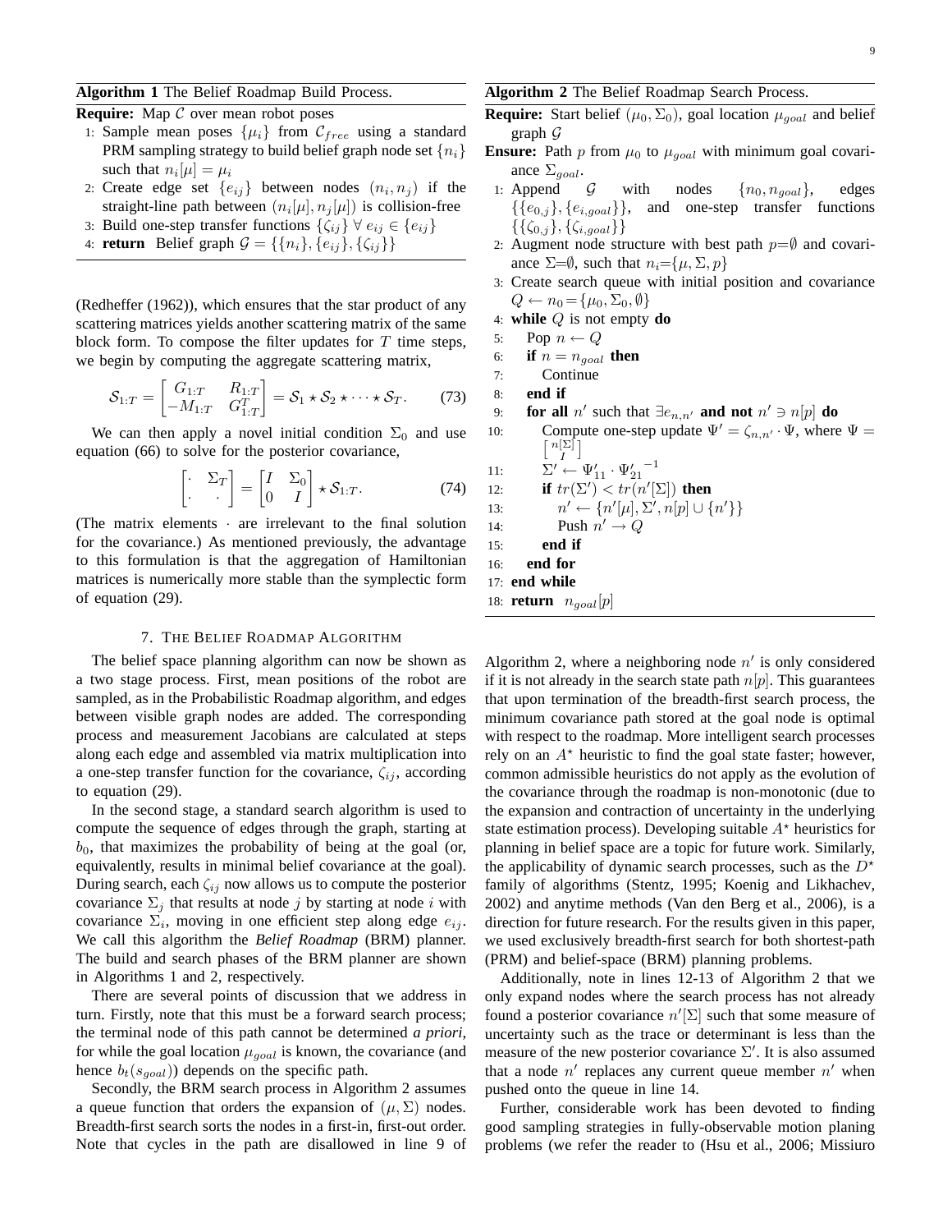**Algorithm 1** The Belief Roadmap Build Process.

**Require:** Map $\mathcal{C}$ over mean robot poses

1: Sample mean poses $\{\mu_i\}$ from $\mathcal{C}_{free}$ using a standard PRM sampling strategy to build belief graph node set $\{n_i\}$ such that $n_i[\mu] = \mu_i$
2: Create edge set $\{e_{ij}\}$ between nodes $(n_i, n_j)$ if the straight-line path between $(n_i[\mu], n_j[\mu])$ is collision-free
3: Build one-step transfer functions $\{\zeta_{ij}\} \; \forall \; e_{ij} \in \{e_{ij}\}$
4: **return** Belief graph $\mathcal{G} = \{\{n_i\}, \{e_{ij}\}, \{\zeta_{ij}\}\}$

(Redheffer (1962)), which ensures that the star product of any scattering matrices yields another scattering matrix of the same block form. To compose the filter updates for $T$ time steps, we begin by computing the aggregate scattering matrix,

$$\mathcal{S}_{1:T} = \begin{bmatrix} G_{1:T} & R_{1:T} \\ -M_{1:T} & G_{1:T}^T \end{bmatrix} = \mathcal{S}_1 \star \mathcal{S}_2 \star \cdots \star \mathcal{S}_T. \qquad (73)$$

We can then apply a novel initial condition $\Sigma_0$ and use equation (66) to solve for the posterior covariance,

$$\begin{bmatrix} \cdot & \Sigma_T \\ \cdot & \cdot \end{bmatrix} = \begin{bmatrix} I & \Sigma_0 \\ 0 & I \end{bmatrix} \star \mathcal{S}_{1:T}. \qquad (74)$$

(The matrix elements $\cdot$ are irrelevant to the final solution for the covariance.) As mentioned previously, the advantage to this formulation is that the aggregation of Hamiltonian matrices is numerically more stable than the symplectic form of equation (29).

## 7. The Belief Roadmap Algorithm

The belief space planning algorithm can now be shown as a two stage process. First, mean positions of the robot are sampled, as in the Probabilistic Roadmap algorithm, and edges between visible graph nodes are added. The corresponding process and measurement Jacobians are calculated at steps along each edge and assembled via matrix multiplication into a one-step transfer function for the covariance, $\zeta_{ij}$, according to equation (29).

In the second stage, a standard search algorithm is used to compute the sequence of edges through the graph, starting at $b_0$, that maximizes the probability of being at the goal (or, equivalently, results in minimal belief covariance at the goal). During search, each $\zeta_{ij}$ now allows us to compute the posterior covariance $\Sigma_j$ that results at node $j$ by starting at node $i$ with covariance $\Sigma_i$, moving in one efficient step along edge $e_{ij}$. We call this algorithm the *Belief Roadmap* (BRM) planner. The build and search phases of the BRM planner are shown in Algorithms 1 and 2, respectively.

There are several points of discussion that we address in turn. Firstly, note that this must be a forward search process; the terminal node of this path cannot be determined *a priori*, for while the goal location $\mu_{goal}$ is known, the covariance (and hence $b_t(s_{goal})$) depends on the specific path.

Secondly, the BRM search process in Algorithm 2 assumes a queue function that orders the expansion of $(\mu, \Sigma)$ nodes. Breadth-first search sorts the nodes in a first-in, first-out order. Note that cycles in the path are disallowed in line 9 of

**Algorithm 2** The Belief Roadmap Search Process.

**Require:** Start belief $(\mu_0, \Sigma_0)$, goal location $\mu_{goal}$ and belief graph $\mathcal{G}$

**Ensure:** Path $p$ from $\mu_0$ to $\mu_{goal}$ with minimum goal covariance $\Sigma_{goal}$.

1: Append $\mathcal{G}$ with nodes $\{n_0, n_{goal}\}$, edges $\{\{e_{0,j}\}, \{e_{i,goal}\}\}$, and one-step transfer functions $\{\{\zeta_{0,j}\}, \{\zeta_{i,goal}\}\}$
2: Augment node structure with best path $p{=}\emptyset$ and covariance $\Sigma{=}\emptyset$, such that $n_i{=}\{\mu, \Sigma, p\}$
3: Create search queue with initial position and covariance $Q \leftarrow n_0{=}\{\mu_0, \Sigma_0, \emptyset\}$
4: **while** $Q$ is not empty **do**
5: &nbsp;&nbsp;&nbsp;&nbsp;Pop $n \leftarrow Q$
6: &nbsp;&nbsp;&nbsp;&nbsp;**if** $n = n_{goal}$ **then**
7: &nbsp;&nbsp;&nbsp;&nbsp;&nbsp;&nbsp;&nbsp;&nbsp;Continue
8: &nbsp;&nbsp;&nbsp;&nbsp;**end if**
9: &nbsp;&nbsp;&nbsp;&nbsp;**for all** $n'$ such that $\exists e_{n,n'}$ **and not** $n' \ni n[p]$ **do**
10: &nbsp;&nbsp;&nbsp;&nbsp;&nbsp;&nbsp;&nbsp;&nbsp;Compute one-step update $\Psi' = \zeta_{n,n'} \cdot \Psi$, where $\Psi = \begin{bmatrix} n[\Sigma] \\ I \end{bmatrix}$
11: &nbsp;&nbsp;&nbsp;&nbsp;&nbsp;&nbsp;&nbsp;&nbsp;$\Sigma' \leftarrow \Psi'_{11} \cdot {\Psi'_{21}}^{-1}$
12: &nbsp;&nbsp;&nbsp;&nbsp;&nbsp;&nbsp;&nbsp;&nbsp;**if** $tr(\Sigma') < tr(n'[\Sigma])$ **then**
13: &nbsp;&nbsp;&nbsp;&nbsp;&nbsp;&nbsp;&nbsp;&nbsp;&nbsp;&nbsp;&nbsp;&nbsp;$n' \leftarrow \{n'[\mu], \Sigma', n[p] \cup \{n'\}\}$
14: &nbsp;&nbsp;&nbsp;&nbsp;&nbsp;&nbsp;&nbsp;&nbsp;&nbsp;&nbsp;&nbsp;&nbsp;Push $n' \rightarrow Q$
15: &nbsp;&nbsp;&nbsp;&nbsp;&nbsp;&nbsp;&nbsp;&nbsp;**end if**
16: &nbsp;&nbsp;&nbsp;&nbsp;**end for**
17: **end while**
18: **return** $n_{goal}[p]$

Algorithm 2, where a neighboring node $n'$ is only considered if it is not already in the search state path $n[p]$. This guarantees that upon termination of the breadth-first search process, the minimum covariance path stored at the goal node is optimal with respect to the roadmap. More intelligent search processes rely on an $A^\star$ heuristic to find the goal state faster; however, common admissible heuristics do not apply as the evolution of the covariance through the roadmap is non-monotonic (due to the expansion and contraction of uncertainty in the underlying state estimation process). Developing suitable $A^\star$ heuristics for planning in belief space are a topic for future work. Similarly, the applicability of dynamic search processes, such as the $D^\star$ family of algorithms (Stentz, 1995; Koenig and Likhachev, 2002) and anytime methods (Van den Berg et al., 2006), is a direction for future research. For the results given in this paper, we used exclusively breadth-first search for both shortest-path (PRM) and belief-space (BRM) planning problems.

Additionally, note in lines 12-13 of Algorithm 2 that we only expand nodes where the search process has not already found a posterior covariance $n'[\Sigma]$ such that some measure of uncertainty such as the trace or determinant is less than the measure of the new posterior covariance $\Sigma'$. It is also assumed that a node $n'$ replaces any current queue member $n'$ when pushed onto the queue in line 14.

Further, considerable work has been devoted to finding good sampling strategies in fully-observable motion planing problems (we refer the reader to (Hsu et al., 2006; Missiuro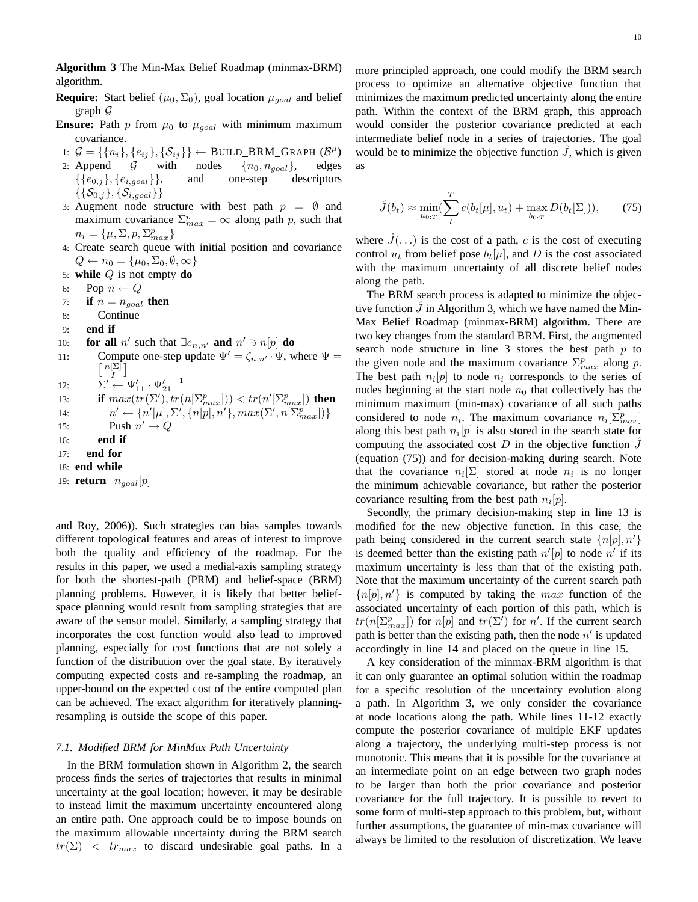**Algorithm 3** The Min-Max Belief Roadmap (minmax-BRM) algorithm.

**Require:** Start belief $(\mu_0, \Sigma_0)$, goal location $\mu_{goal}$ and belief graph $\mathcal{G}$

**Ensure:** Path $p$ from $\mu_0$ to $\mu_{goal}$ with minimum maximum covariance.

1: $\mathcal{G} = \{\{n_i\}, \{e_{ij}\}, \{\mathcal{S}_{ij}\}\} \leftarrow$ BUILD_BRM_GRAPH ($\mathcal{B}^\mu$)
2: Append $\mathcal{G}$ with nodes $\{n_0, n_{goal}\}$, edges $\{\{e_{0,j}\}, \{e_{i,goal}\}\}$, and one-step descriptors $\{\{\mathcal{S}_{0,j}\}, \{\mathcal{S}_{i,goal}\}\}$
3: Augment node structure with best path $p = \emptyset$ and maximum covariance $\Sigma^p_{max} = \infty$ along path $p$, such that $n_i = \{\mu, \Sigma, p, \Sigma^p_{max}\}$
4: Create search queue with initial position and covariance $Q \leftarrow n_0 = \{\mu_0, \Sigma_0, \emptyset, \infty\}$
5: **while** $Q$ is not empty **do**
6: &nbsp;&nbsp;&nbsp;&nbsp;Pop $n \leftarrow Q$
7: &nbsp;&nbsp;&nbsp;&nbsp;**if** $n = n_{goal}$ **then**
8: &nbsp;&nbsp;&nbsp;&nbsp;&nbsp;&nbsp;&nbsp;&nbsp;Continue
9: &nbsp;&nbsp;&nbsp;&nbsp;**end if**
10: &nbsp;&nbsp;&nbsp;&nbsp;**for all** $n'$ such that $\exists e_{n,n'}$ **and** $n' \ni n[p]$ **do**
11: &nbsp;&nbsp;&nbsp;&nbsp;&nbsp;&nbsp;&nbsp;&nbsp;Compute one-step update $\Psi' = \zeta_{n,n'} \cdot \Psi$, where $\Psi = \begin{bmatrix} n[\Sigma] \\ I \end{bmatrix}$
12: &nbsp;&nbsp;&nbsp;&nbsp;&nbsp;&nbsp;&nbsp;&nbsp;$\Sigma' \leftarrow \Psi'_{11} \cdot {\Psi'_{21}}^{-1}$
13: &nbsp;&nbsp;&nbsp;&nbsp;&nbsp;&nbsp;&nbsp;&nbsp;**if** $max(tr(\Sigma'), tr(n[\Sigma^p_{max}])) < tr(n'[\Sigma^p_{max}])$ **then**
14: &nbsp;&nbsp;&nbsp;&nbsp;&nbsp;&nbsp;&nbsp;&nbsp;&nbsp;&nbsp;&nbsp;&nbsp;$n' \leftarrow \{n'[\mu], \Sigma', \{n[p], n'\}, max(\Sigma', n[\Sigma^p_{max}])\}$
15: &nbsp;&nbsp;&nbsp;&nbsp;&nbsp;&nbsp;&nbsp;&nbsp;&nbsp;&nbsp;&nbsp;&nbsp;Push $n' \rightarrow Q$
16: &nbsp;&nbsp;&nbsp;&nbsp;&nbsp;&nbsp;&nbsp;&nbsp;**end if**
17: &nbsp;&nbsp;&nbsp;&nbsp;**end for**
18: **end while**
19: **return** $n_{goal}[p]$

and Roy, 2006)). Such strategies can bias samples towards different topological features and areas of interest to improve both the quality and efficiency of the roadmap. For the results in this paper, we used a medial-axis sampling strategy for both the shortest-path (PRM) and belief-space (BRM) planning problems. However, it is likely that better belief-space planning would result from sampling strategies that are aware of the sensor model. Similarly, a sampling strategy that incorporates the cost function would also lead to improved planning, especially for cost functions that are not solely a function of the distribution over the goal state. By iteratively computing expected costs and re-sampling the roadmap, an upper-bound on the expected cost of the entire computed plan can be achieved. The exact algorithm for iteratively planning-resampling is outside the scope of this paper.

### *7.1. Modified BRM for MinMax Path Uncertainty*

In the BRM formulation shown in Algorithm 2, the search process finds the series of trajectories that results in minimal uncertainty at the goal location; however, it may be desirable to instead limit the maximum uncertainty encountered along an entire path. One approach could be to impose bounds on the maximum allowable uncertainty during the BRM search $tr(\Sigma) < tr_{max}$ to discard undesirable goal paths. In a more principled approach, one could modify the BRM search process to optimize an alternative objective function that minimizes the maximum predicted uncertainty along the entire path. Within the context of the BRM graph, this approach would consider the posterior covariance predicted at each intermediate belief node in a series of trajectories. The goal would be to minimize the objective function $\hat{J}$, which is given as

$$\hat{J}(b_t) \approx \min_{u_{0:T}} \left( \sum_t^T c(b_t[\mu], u_t) + \max_{b_{0:T}} D(b_t[\Sigma]) \right), \qquad (75)$$

where $\hat{J}(\dots)$ is the cost of a path, $c$ is the cost of executing control $u_t$ from belief pose $b_t[\mu]$, and $D$ is the cost associated with the maximum uncertainty of all discrete belief nodes along the path.

The BRM search process is adapted to minimize the objective function $\hat{J}$ in Algorithm 3, which we have named the Min-Max Belief Roadmap (minmax-BRM) algorithm. There are two key changes from the standard BRM. First, the augmented search node structure in line 3 stores the best path $p$ to the given node and the maximum covariance $\Sigma^p_{max}$ along $p$. The best path $n_i[p]$ to node $n_i$ corresponds to the series of nodes beginning at the start node $n_0$ that collectively has the minimum maximum (min-max) covariance of all such paths considered to node $n_i$. The maximum covariance $n_i[\Sigma^p_{max}]$ along this best path $n_i[p]$ is also stored in the search state for computing the associated cost $D$ in the objective function $\hat{J}$ (equation (75)) and for decision-making during search. Note that the covariance $n_i[\Sigma]$ stored at node $n_i$ is no longer the minimum achievable covariance, but rather the posterior covariance resulting from the best path $n_i[p]$.

Secondly, the primary decision-making step in line 13 is modified for the new objective function. In this case, the path being considered in the current search state $\{n[p], n'\}$ is deemed better than the existing path $n'[p]$ to node $n'$ if its maximum uncertainty is less than that of the existing path. Note that the maximum uncertainty of the current search path $\{n[p], n'\}$ is computed by taking the $max$ function of the associated uncertainty of each portion of this path, which is $tr(n[\Sigma^p_{max}])$ for $n[p]$ and $tr(\Sigma')$ for $n'$. If the current search path is better than the existing path, then the node $n'$ is updated accordingly in line 14 and placed on the queue in line 15.

A key consideration of the minmax-BRM algorithm is that it can only guarantee an optimal solution within the roadmap for a specific resolution of the uncertainty evolution along a path. In Algorithm 3, we only consider the covariance at node locations along the path. While lines 11-12 exactly compute the posterior covariance of multiple EKF updates along a trajectory, the underlying multi-step process is not monotonic. This means that it is possible for the covariance at an intermediate point on an edge between two graph nodes to be larger than both the prior covariance and posterior covariance for the full trajectory. It is possible to revert to some form of multi-step approach to this problem, but, without further assumptions, the guarantee of min-max covariance will always be limited to the resolution of discretization. We leave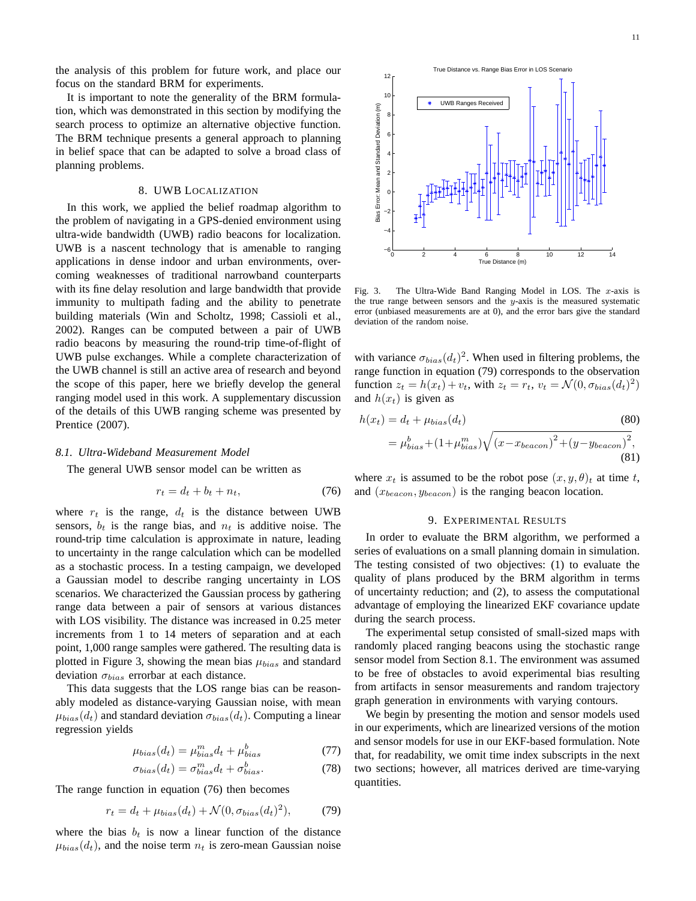the analysis of this problem for future work, and place our focus on the standard BRM for experiments.

It is important to note the generality of the BRM formulation, which was demonstrated in this section by modifying the search process to optimize an alternative objective function. The BRM technique presents a general approach to planning in belief space that can be adapted to solve a broad class of planning problems.

## 8. UWB Localization

In this work, we applied the belief roadmap algorithm to the problem of navigating in a GPS-denied environment using ultra-wide bandwidth (UWB) radio beacons for localization. UWB is a nascent technology that is amenable to ranging applications in dense indoor and urban environments, overcoming weaknesses of traditional narrowband counterparts with its fine delay resolution and large bandwidth that provide immunity to multipath fading and the ability to penetrate building materials (Win and Scholtz, 1998; Cassioli et al., 2002). Ranges can be computed between a pair of UWB radio beacons by measuring the round-trip time-of-flight of UWB pulse exchanges. While a complete characterization of the UWB channel is still an active area of research and beyond the scope of this paper, here we briefly develop the general ranging model used in this work. A supplementary discussion of the details of this UWB ranging scheme was presented by Prentice (2007).

### *8.1. Ultra-Wideband Measurement Model*

The general UWB sensor model can be written as

$$r_t = d_t + b_t + n_t, \tag{76}$$

where $r_t$ is the range, $d_t$ is the distance between UWB sensors, $b_t$ is the range bias, and $n_t$ is additive noise. The round-trip time calculation is approximate in nature, leading to uncertainty in the range calculation which can be modelled as a stochastic process. In a testing campaign, we developed a Gaussian model to describe ranging uncertainty in LOS scenarios. We characterized the Gaussian process by gathering range data between a pair of sensors at various distances with LOS visibility. The distance was increased in 0.25 meter increments from 1 to 14 meters of separation and at each point, 1,000 range samples were gathered. The resulting data is plotted in Figure 3, showing the mean bias $\mu_{bias}$ and standard deviation $\sigma_{bias}$ errorbar at each distance.

This data suggests that the LOS range bias can be reasonably modeled as distance-varying Gaussian noise, with mean $\mu_{bias}(d_t)$ and standard deviation $\sigma_{bias}(d_t)$. Computing a linear regression yields

$$\mu_{bias}(d_t) = \mu^m_{bias} d_t + \mu^b_{bias} \tag{77}$$

$$\sigma_{bias}(d_t) = \sigma^m_{bias} d_t + \sigma^b_{bias}. \tag{78}$$

The range function in equation (76) then becomes

$$r_t = d_t + \mu_{bias}(d_t) + \mathcal{N}(0, \sigma_{bias}(d_t)^2), \tag{79}$$

where the bias $b_t$ is now a linear function of the distance $\mu_{bias}(d_t)$, and the noise term $n_t$ is zero-mean Gaussian noise

Fig. 3. The Ultra-Wide Band Ranging Model in LOS. The $x$-axis is the true range between sensors and the $y$-axis is the measured systematic error (unbiased measurements are at 0), and the error bars give the standard deviation of the random noise.

with variance $\sigma_{bias}(d_t)^2$. When used in filtering problems, the range function in equation (79) corresponds to the observation function $z_t = h(x_t) + v_t$, with $z_t = r_t$, $v_t = \mathcal{N}(0, \sigma_{bias}(d_t)^2)$ and $h(x_t)$ is given as

$$h(x_t) = d_t + \mu_{bias}(d_t) \tag{80}$$

$$= \mu^b_{bias} + (1 + \mu^m_{bias}) \sqrt{(x - x_{beacon})^2 + (y - y_{beacon})^2}, \tag{81}$$

where $x_t$ is assumed to be the robot pose $(x, y, \theta)_t$ at time $t$, and $(x_{beacon}, y_{beacon})$ is the ranging beacon location.

## 9. Experimental Results

In order to evaluate the BRM algorithm, we performed a series of evaluations on a small planning domain in simulation. The testing consisted of two objectives: (1) to evaluate the quality of plans produced by the BRM algorithm in terms of uncertainty reduction; and (2), to assess the computational advantage of employing the linearized EKF covariance update during the search process.

The experimental setup consisted of small-sized maps with randomly placed ranging beacons using the stochastic range sensor model from Section 8.1. The environment was assumed to be free of obstacles to avoid experimental bias resulting from artifacts in sensor measurements and random trajectory graph generation in environments with varying contours.

We begin by presenting the motion and sensor models used in our experiments, which are linearized versions of the motion and sensor models for use in our EKF-based formulation. Note that, for readability, we omit time index subscripts in the next two sections; however, all matrices derived are time-varying quantities.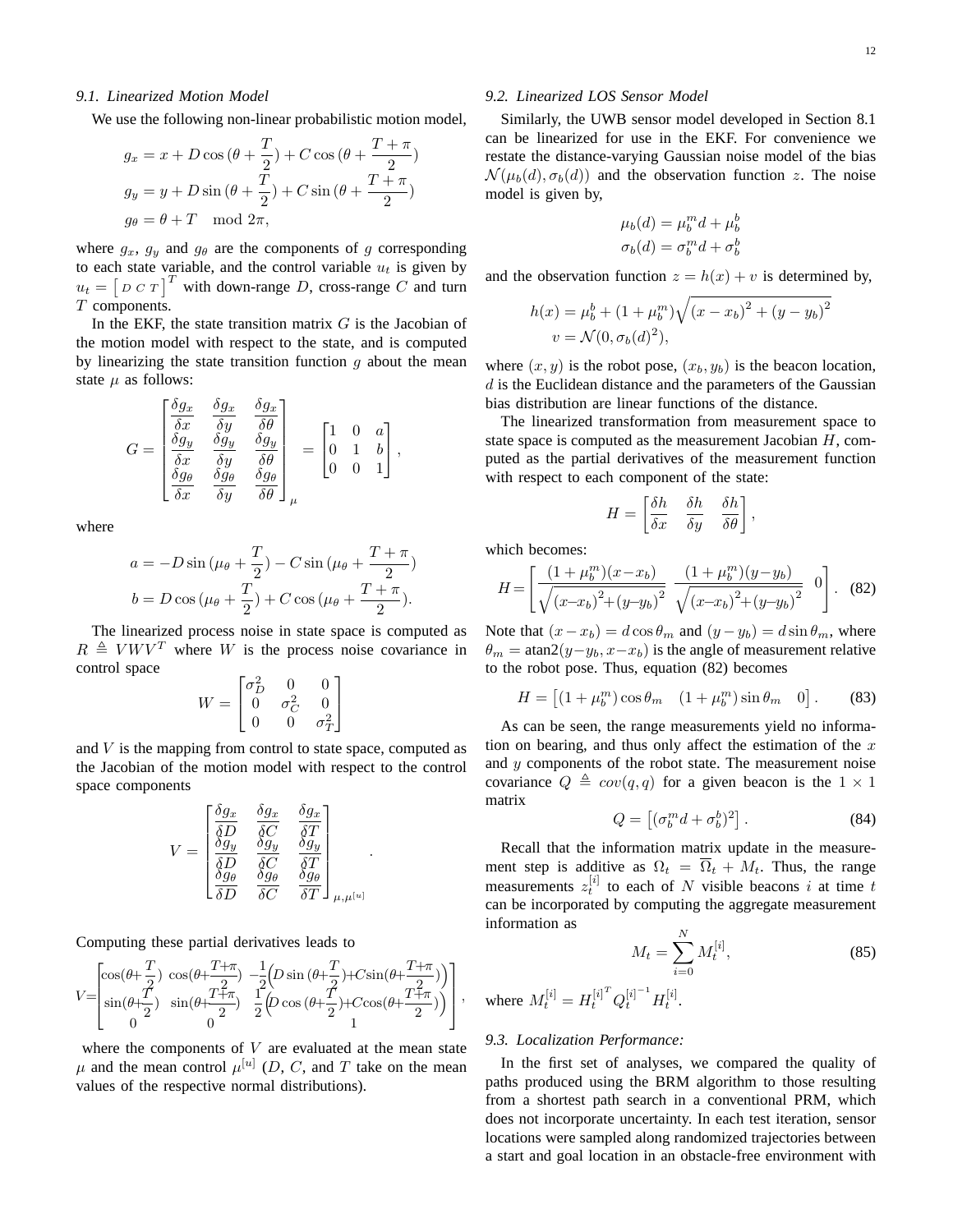### 9.1. Linearized Motion Model

We use the following non-linear probabilistic motion model,

$$
\begin{aligned}
g_x &= x + D\cos(\theta + \frac{T}{2}) + C\cos(\theta + \frac{T+\pi}{2}) \\
g_y &= y + D\sin(\theta + \frac{T}{2}) + C\sin(\theta + \frac{T+\pi}{2}) \\
g_\theta &= \theta + T \mod 2\pi,
\end{aligned}
$$

where $g_x$, $g_y$ and $g_\theta$ are the components of $g$ corresponding to each state variable, and the control variable $u_t$ is given by $u_t = \left[\, D\; C\; T \,\right]^T$ with down-range $D$, cross-range $C$ and turn $T$ components.

In the EKF, the state transition matrix $G$ is the Jacobian of the motion model with respect to the state, and is computed by linearizing the state transition function $g$ about the mean state $\mu$ as follows:

$$
G = \begin{bmatrix} \frac{\delta g_x}{\delta x} & \frac{\delta g_x}{\delta y} & \frac{\delta g_x}{\delta \theta} \\ \frac{\delta g_y}{\delta x} & \frac{\delta g_y}{\delta y} & \frac{\delta g_y}{\delta \theta} \\ \frac{\delta g_\theta}{\delta x} & \frac{\delta g_\theta}{\delta y} & \frac{\delta g_\theta}{\delta \theta} \end{bmatrix}_\mu = \begin{bmatrix} 1 & 0 & a \\ 0 & 1 & b \\ 0 & 0 & 1 \end{bmatrix},
$$

where

$$
\begin{aligned}
a &= -D\sin(\mu_\theta + \frac{T}{2}) - C\sin(\mu_\theta + \frac{T+\pi}{2}) \\
b &= D\cos(\mu_\theta + \frac{T}{2}) + C\cos(\mu_\theta + \frac{T+\pi}{2}).
\end{aligned}
$$

The linearized process noise in state space is computed as $R \triangleq VWV^T$ where $W$ is the process noise covariance in control space

$$
W = \begin{bmatrix} \sigma_D^2 & 0 & 0 \\ 0 & \sigma_C^2 & 0 \\ 0 & 0 & \sigma_T^2 \end{bmatrix}
$$

and $V$ is the mapping from control to state space, computed as the Jacobian of the motion model with respect to the control space components

$$
V = \begin{bmatrix} \frac{\delta g_x}{\delta D} & \frac{\delta g_x}{\delta C} & \frac{\delta g_x}{\delta T} \\ \frac{\delta g_y}{\delta D} & \frac{\delta g_y}{\delta C} & \frac{\delta g_y}{\delta T} \\ \frac{\delta g_\theta}{\delta D} & \frac{\delta g_\theta}{\delta C} & \frac{\delta g_\theta}{\delta T} \end{bmatrix}_{\mu,\mu^{[u]}}.
$$

Computing these partial derivatives leads to

$$
V = \begin{bmatrix} \cos(\theta+\frac{T}{2}) & \cos(\theta+\frac{T+\pi}{2}) & -\frac{1}{2}\Big(D\sin(\theta+\frac{T}{2}) + C\sin(\theta+\frac{T+\pi}{2})\Big) \\ \sin(\theta+\frac{T}{2}) & \sin(\theta+\frac{T+\pi}{2}) & \frac{1}{2}\Big(D\cos(\theta+\frac{T}{2}) + C\cos(\theta+\frac{T+\pi}{2})\Big) \\ 0 & 0 & 1 \end{bmatrix},
$$

where the components of $V$ are evaluated at the mean state $\mu$ and the mean control $\mu^{[u]}$ ($D$, $C$, and $T$ take on the mean values of the respective normal distributions).

### 9.2. Linearized LOS Sensor Model

Similarly, the UWB sensor model developed in Section 8.1 can be linearized for use in the EKF. For convenience we restate the distance-varying Gaussian noise model of the bias $\mathcal{N}(\mu_b(d), \sigma_b(d))$ and the observation function $z$. The noise model is given by,

$$
\begin{aligned}
\mu_b(d) &= \mu_b^m d + \mu_b^b \\
\sigma_b(d) &= \sigma_b^m d + \sigma_b^b
\end{aligned}
$$

and the observation function $z = h(x) + v$ is determined by,

$$
\begin{aligned}
h(x) &= \mu_b^b + (1 + \mu_b^m)\sqrt{(x - x_b)^2 + (y - y_b)^2} \\
v &= \mathcal{N}(0, \sigma_b(d)^2),
\end{aligned}
$$

where $(x, y)$ is the robot pose, $(x_b, y_b)$ is the beacon location, $d$ is the Euclidean distance and the parameters of the Gaussian bias distribution are linear functions of the distance.

The linearized transformation from measurement space to state space is computed as the measurement Jacobian $H$, computed as the partial derivatives of the measurement function with respect to each component of the state:

$$
H = \begin{bmatrix} \frac{\delta h}{\delta x} & \frac{\delta h}{\delta y} & \frac{\delta h}{\delta \theta} \end{bmatrix},
$$

which becomes:

$$
H = \begin{bmatrix} \frac{(1+\mu_b^m)(x-x_b)}{\sqrt{(x-x_b)^2 + (y-y_b)^2}} & \frac{(1+\mu_b^m)(y-y_b)}{\sqrt{(x-x_b)^2 + (y-y_b)^2}} & 0 \end{bmatrix}. \quad (82)
$$

Note that $(x - x_b) = d\cos\theta_m$ and $(y - y_b) = d\sin\theta_m$, where $\theta_m = \text{atan2}(y - y_b, x - x_b)$ is the angle of measurement relative to the robot pose. Thus, equation (82) becomes

$$
H = \begin{bmatrix} (1 + \mu_b^m)\cos\theta_m & (1 + \mu_b^m)\sin\theta_m & 0 \end{bmatrix}. \quad (83)
$$

As can be seen, the range measurements yield no information on bearing, and thus only affect the estimation of the $x$ and $y$ components of the robot state. The measurement noise covariance $Q \triangleq cov(q, q)$ for a given beacon is the $1 \times 1$ matrix

$$
Q = \left[(\sigma_b^m d + \sigma_b^b)^2\right]. \quad (84)
$$

Recall that the information matrix update in the measurement step is additive as $\Omega_t = \overline{\Omega}_t + M_t$. Thus, the range measurements $z_t^{[i]}$ to each of $N$ visible beacons $i$ at time $t$ can be incorporated by computing the aggregate measurement information as

$$
M_t = \sum_{i=0}^{N} M_t^{[i]}, \quad (85)
$$

where $M_t^{[i]} = {H_t^{[i]}}^T {Q_t^{[i]}}^{-1} H_t^{[i]}$.

### 9.3. Localization Performance:

In the first set of analyses, we compared the quality of paths produced using the BRM algorithm to those resulting from a shortest path search in a conventional PRM, which does not incorporate uncertainty. In each test iteration, sensor locations were sampled along randomized trajectories between a start and goal location in an obstacle-free environment with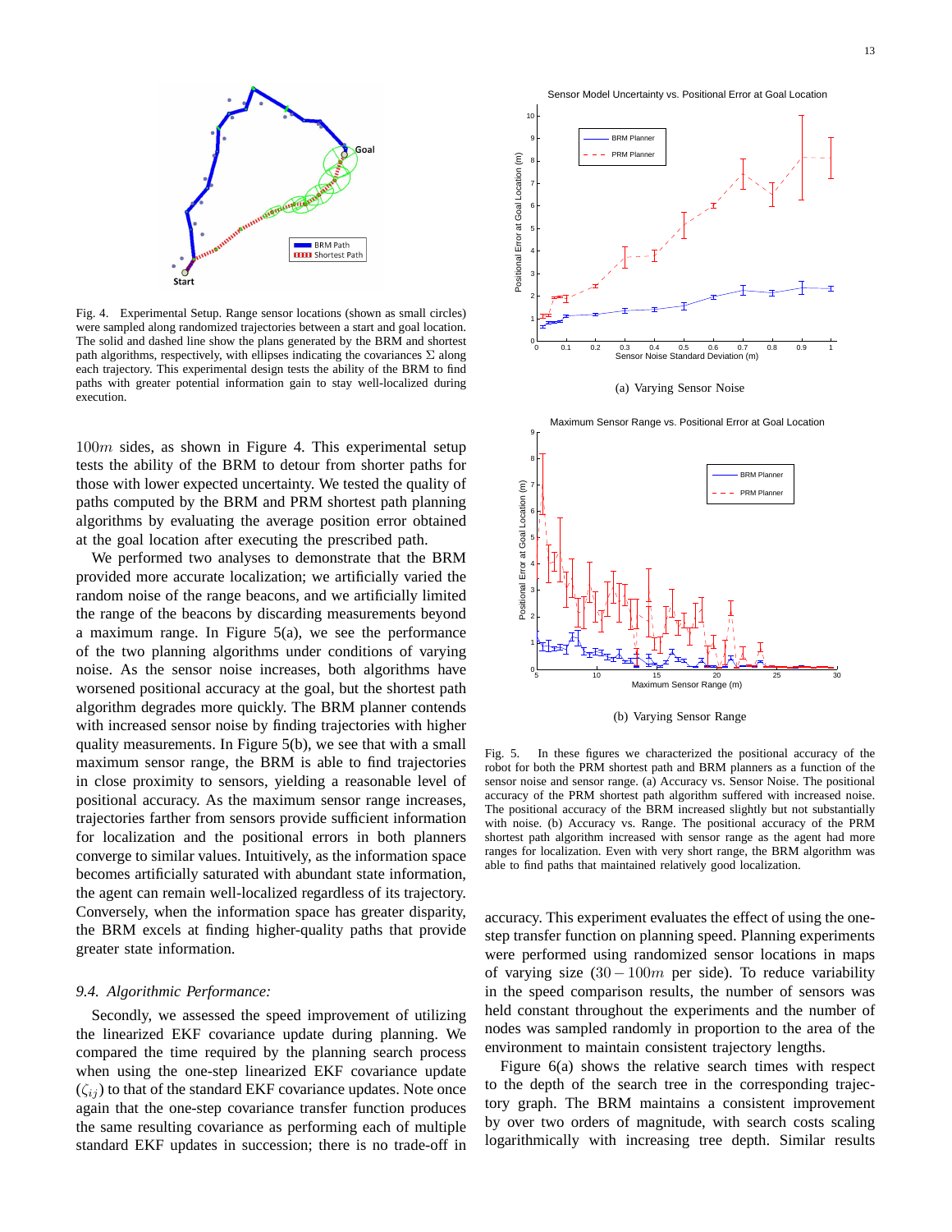Fig. 4. Experimental Setup. Range sensor locations (shown as small circles) were sampled along randomized trajectories between a start and goal location. The solid and dashed line show the plans generated by the BRM and shortest path algorithms, respectively, with ellipses indicating the covariances $\Sigma$ along each trajectory. This experimental design tests the ability of the BRM to find paths with greater potential information gain to stay well-localized during execution.

$100m$ sides, as shown in Figure 4. This experimental setup tests the ability of the BRM to detour from shorter paths for those with lower expected uncertainty. We tested the quality of paths computed by the BRM and PRM shortest path planning algorithms by evaluating the average position error obtained at the goal location after executing the prescribed path.

We performed two analyses to demonstrate that the BRM provided more accurate localization; we artificially varied the random noise of the range beacons, and we artificially limited the range of the beacons by discarding measurements beyond a maximum range. In Figure 5(a), we see the performance of the two planning algorithms under conditions of varying noise. As the sensor noise increases, both algorithms have worsened positional accuracy at the goal, but the shortest path algorithm degrades more quickly. The BRM planner contends with increased sensor noise by finding trajectories with higher quality measurements. In Figure 5(b), we see that with a small maximum sensor range, the BRM is able to find trajectories in close proximity to sensors, yielding a reasonable level of positional accuracy. As the maximum sensor range increases, trajectories farther from sensors provide sufficient information for localization and the positional errors in both planners converge to similar values. Intuitively, as the information space becomes artificially saturated with abundant state information, the agent can remain well-localized regardless of its trajectory. Conversely, when the information space has greater disparity, the BRM excels at finding higher-quality paths that provide greater state information.

### 9.4. *Algorithmic Performance:*

Secondly, we assessed the speed improvement of utilizing the linearized EKF covariance update during planning. We compared the time required by the planning search process when using the one-step linearized EKF covariance update ($\zeta_{ij}$) to that of the standard EKF covariance updates. Note once again that the one-step covariance transfer function produces the same resulting covariance as performing each of multiple standard EKF updates in succession; there is no trade-off in accuracy. This experiment evaluates the effect of using the one-step transfer function on planning speed. Planning experiments were performed using randomized sensor locations in maps of varying size ($30 - 100m$ per side). To reduce variability in the speed comparison results, the number of sensors was held constant throughout the experiments and the number of nodes was sampled randomly in proportion to the area of the environment to maintain consistent trajectory lengths.

(a) Varying Sensor Noise

(b) Varying Sensor Range

Fig. 5. In these figures we characterized the positional accuracy of the robot for both the PRM shortest path and BRM planners as a function of the sensor noise and sensor range. (a) Accuracy vs. Sensor Noise. The positional accuracy of the PRM shortest path algorithm suffered with increased noise. The positional accuracy of the BRM increased slightly but not substantially with noise. (b) Accuracy vs. Range. The positional accuracy of the PRM shortest path algorithm increased with sensor range as the agent had more ranges for localization. Even with very short range, the BRM algorithm was able to find paths that maintained relatively good localization.

Figure 6(a) shows the relative search times with respect to the depth of the search tree in the corresponding trajectory graph. The BRM maintains a consistent improvement by over two orders of magnitude, with search costs scaling logarithmically with increasing tree depth. Similar results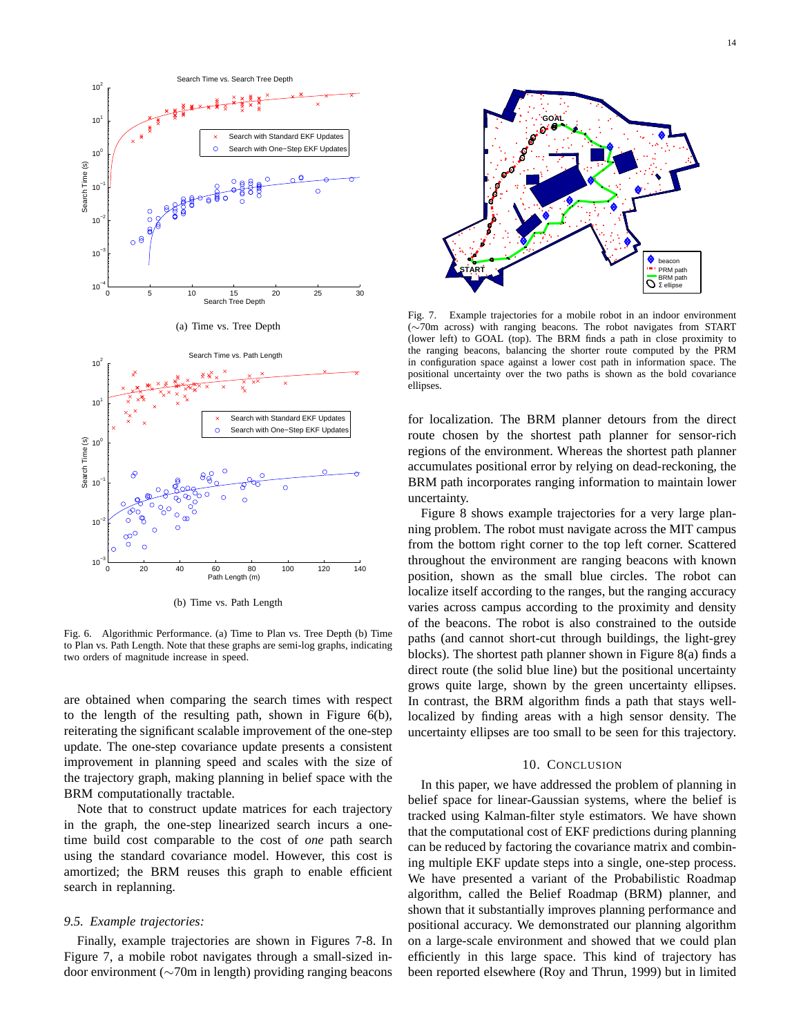Search Time vs. Search Tree Depth

$10^2$ $10^1$ $10^0$ $10^{-1}$ $10^{-2}$ $10^{-3}$ $10^{-4}$

Search Time (s)

0 5 10 15 20 25 30

Search Tree Depth

× Search with Standard EKF Updates

○ Search with One−Step EKF Updates

(a) Time vs. Tree Depth

Search Time vs. Path Length

$10^2$ $10^1$ $10^0$ $10^{-1}$ $10^{-2}$ $10^{-3}$

Search Time (s)

0 20 40 60 80 100 120 140

Path Length (m)

× Search with Standard EKF Updates

○ Search with One−Step EKF Updates

(b) Time vs. Path Length

Fig. 6. Algorithmic Performance. (a) Time to Plan vs. Tree Depth (b) Time to Plan vs. Path Length. Note that these graphs are semi-log graphs, indicating two orders of magnitude increase in speed.

are obtained when comparing the search times with respect to the length of the resulting path, shown in Figure 6(b), reiterating the significant scalable improvement of the one-step update. The one-step covariance update presents a consistent improvement in planning speed and scales with the size of the trajectory graph, making planning in belief space with the BRM computationally tractable.

Note that to construct update matrices for each trajectory in the graph, the one-step linearized search incurs a one-time build cost comparable to the cost of *one* path search using the standard covariance model. However, this cost is amortized; the BRM reuses this graph to enable efficient search in replanning.

### 9.5. *Example trajectories:*

Finally, example trajectories are shown in Figures 7-8. In Figure 7, a mobile robot navigates through a small-sized indoor environment (∼70m in length) providing ranging beacons

GOAL

START

beacon

PRM path

BRM path

Σ ellipse

Fig. 7. Example trajectories for a mobile robot in an indoor environment (∼70m across) with ranging beacons. The robot navigates from START (lower left) to GOAL (top). The BRM finds a path in close proximity to the ranging beacons, balancing the shorter route computed by the PRM in configuration space against a lower cost path in information space. The positional uncertainty over the two paths is shown as the bold covariance ellipses.

for localization. The BRM planner detours from the direct route chosen by the shortest path planner for sensor-rich regions of the environment. Whereas the shortest path planner accumulates positional error by relying on dead-reckoning, the BRM path incorporates ranging information to maintain lower uncertainty.

Figure 8 shows example trajectories for a very large planning problem. The robot must navigate across the MIT campus from the bottom right corner to the top left corner. Scattered throughout the environment are ranging beacons with known position, shown as the small blue circles. The robot can localize itself according to the ranges, but the ranging accuracy varies across campus according to the proximity and density of the beacons. The robot is also constrained to the outside paths (and cannot short-cut through buildings, the light-grey blocks). The shortest path planner shown in Figure 8(a) finds a direct route (the solid blue line) but the positional uncertainty grows quite large, shown by the green uncertainty ellipses. In contrast, the BRM algorithm finds a path that stays well-localized by finding areas with a high sensor density. The uncertainty ellipses are too small to be seen for this trajectory.

## 10. Conclusion

In this paper, we have addressed the problem of planning in belief space for linear-Gaussian systems, where the belief is tracked using Kalman-filter style estimators. We have shown that the computational cost of EKF predictions during planning can be reduced by factoring the covariance matrix and combining multiple EKF update steps into a single, one-step process. We have presented a variant of the Probabilistic Roadmap algorithm, called the Belief Roadmap (BRM) planner, and shown that it substantially improves planning performance and positional accuracy. We demonstrated our planning algorithm on a large-scale environment and showed that we could plan efficiently in this large space. This kind of trajectory has been reported elsewhere (Roy and Thrun, 1999) but in limited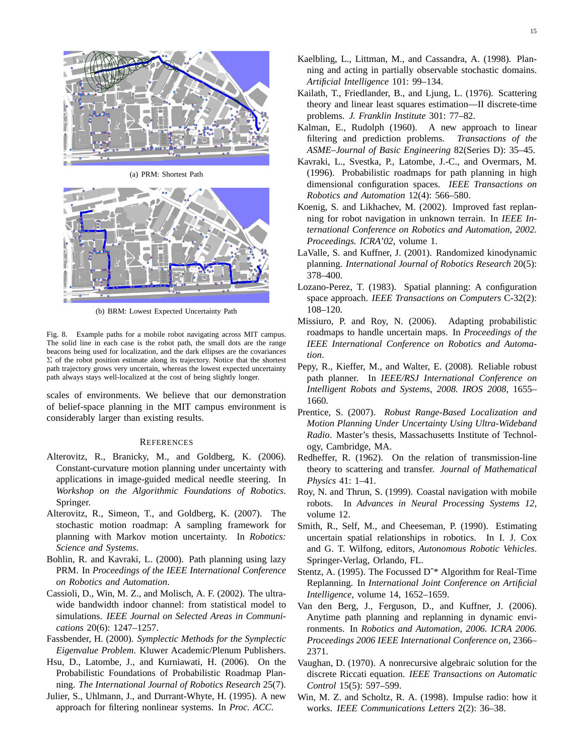(a) PRM: Shortest Path

(b) BRM: Lowest Expected Uncertainty Path

Fig. 8. Example paths for a mobile robot navigating across MIT campus. The solid line in each case is the robot path, the small dots are the range beacons being used for localization, and the dark ellipses are the covariances $\Sigma$ of the robot position estimate along its trajectory. Notice that the shortest path trajectory grows very uncertain, whereas the lowest expected uncertainty path always stays well-localized at the cost of being slightly longer.

scales of environments. We believe that our demonstration of belief-space planning in the MIT campus environment is considerably larger than existing results.

## References

Alterovitz, R., Branicky, M., and Goldberg, K. (2006). Constant-curvature motion planning under uncertainty with applications in image-guided medical needle steering. In *Workshop on the Algorithmic Foundations of Robotics*. Springer.

Alterovitz, R., Simeon, T., and Goldberg, K. (2007). The stochastic motion roadmap: A sampling framework for planning with Markov motion uncertainty. In *Robotics: Science and Systems*.

Bohlin, R. and Kavraki, L. (2000). Path planning using lazy PRM. In *Proceedings of the IEEE International Conference on Robotics and Automation*.

Cassioli, D., Win, M. Z., and Molisch, A. F. (2002). The ultra-wide bandwidth indoor channel: from statistical model to simulations. *IEEE Journal on Selected Areas in Communications* 20(6): 1247–1257.

Fassbender, H. (2000). *Symplectic Methods for the Symplectic Eigenvalue Problem*. Kluwer Academic/Plenum Publishers.

Hsu, D., Latombe, J., and Kurniawati, H. (2006). On the Probabilistic Foundations of Probabilistic Roadmap Planning. *The International Journal of Robotics Research* 25(7).

Julier, S., Uhlmann, J., and Durrant-Whyte, H. (1995). A new approach for filtering nonlinear systems. In *Proc. ACC*.

Kaelbling, L., Littman, M., and Cassandra, A. (1998). Planning and acting in partially observable stochastic domains. *Artificial Intelligence* 101: 99–134.

Kailath, T., Friedlander, B., and Ljung, L. (1976). Scattering theory and linear least squares estimation—II discrete-time problems. *J. Franklin Institute* 301: 77–82.

Kalman, E., Rudolph (1960). A new approach to linear filtering and prediction problems. *Transactions of the ASME–Journal of Basic Engineering* 82(Series D): 35–45.

Kavraki, L., Svestka, P., Latombe, J.-C., and Overmars, M. (1996). Probabilistic roadmaps for path planning in high dimensional configuration spaces. *IEEE Transactions on Robotics and Automation* 12(4): 566–580.

Koenig, S. and Likhachev, M. (2002). Improved fast replanning for robot navigation in unknown terrain. In *IEEE International Conference on Robotics and Automation, 2002. Proceedings. ICRA'02*, volume 1.

LaValle, S. and Kuffner, J. (2001). Randomized kinodynamic planning. *International Journal of Robotics Research* 20(5): 378–400.

Lozano-Perez, T. (1983). Spatial planning: A configuration space approach. *IEEE Transactions on Computers* C-32(2): 108–120.

Missiuro, P. and Roy, N. (2006). Adapting probabilistic roadmaps to handle uncertain maps. In *Proceedings of the IEEE International Conference on Robotics and Automation*.

Pepy, R., Kieffer, M., and Walter, E. (2008). Reliable robust path planner. In *IEEE/RSJ International Conference on Intelligent Robots and Systems, 2008. IROS 2008*, 1655–1660.

Prentice, S. (2007). *Robust Range-Based Localization and Motion Planning Under Uncertainty Using Ultra-Wideband Radio*. Master's thesis, Massachusetts Institute of Technology, Cambridge, MA.

Redheffer, R. (1962). On the relation of transmission-line theory to scattering and transfer. *Journal of Mathematical Physics* 41: 1–41.

Roy, N. and Thrun, S. (1999). Coastal navigation with mobile robots. In *Advances in Neural Processing Systems 12*, volume 12.

Smith, R., Self, M., and Cheeseman, P. (1990). Estimating uncertain spatial relationships in robotics. In I. J. Cox and G. T. Wilfong, editors, *Autonomous Robotic Vehicles*. Springer-Verlag, Orlando, FL.

Stentz, A. (1995). The Focussed Dˆ* Algorithm for Real-Time Replanning. In *International Joint Conference on Artificial Intelligence*, volume 14, 1652–1659.

Van den Berg, J., Ferguson, D., and Kuffner, J. (2006). Anytime path planning and replanning in dynamic environments. In *Robotics and Automation, 2006. ICRA 2006. Proceedings 2006 IEEE International Conference on*, 2366–2371.

Vaughan, D. (1970). A nonrecursive algebraic solution for the discrete Riccati equation. *IEEE Transactions on Automatic Control* 15(5): 597–599.

Win, M. Z. and Scholtz, R. A. (1998). Impulse radio: how it works. *IEEE Communications Letters* 2(2): 36–38.